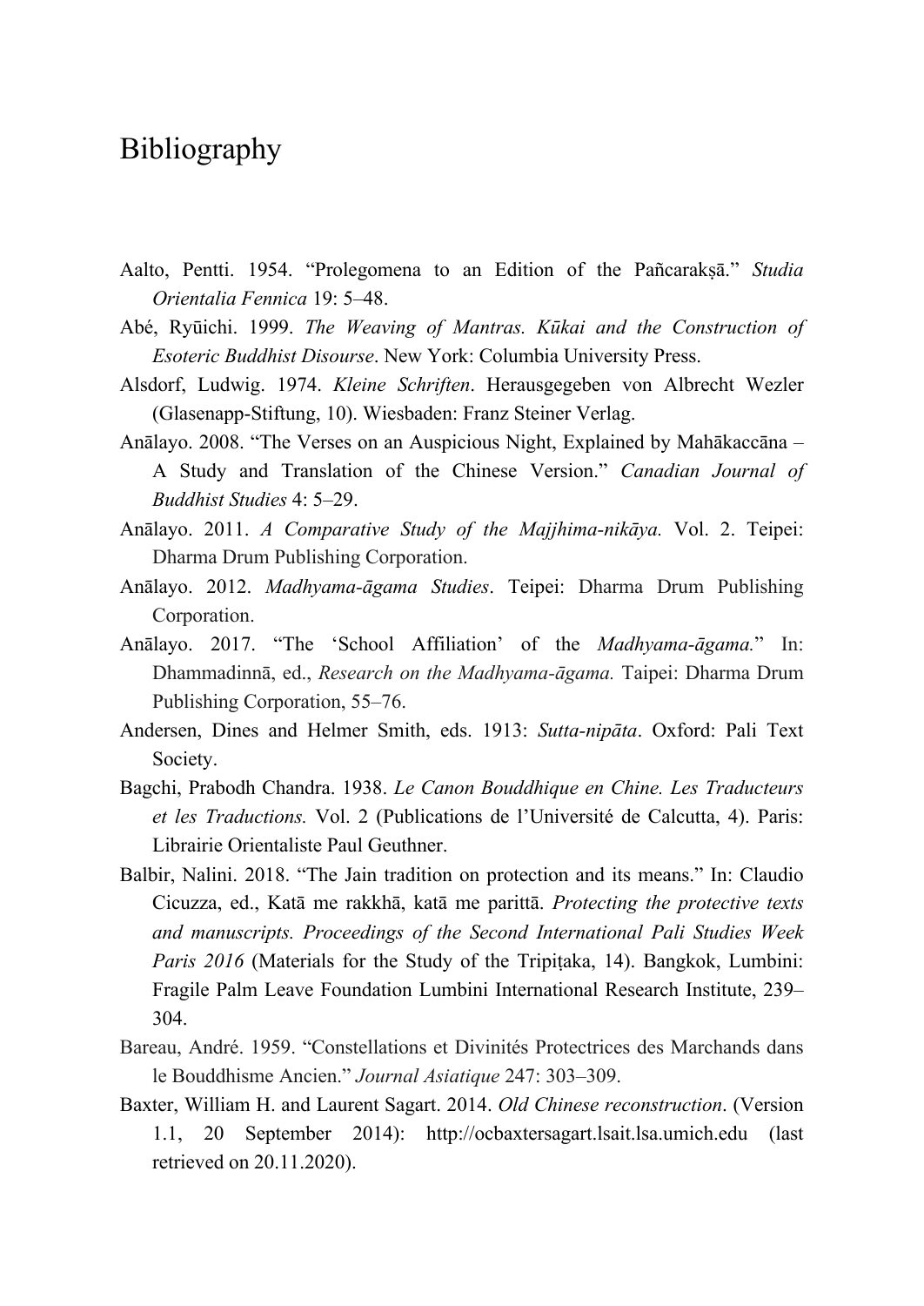# Bibliography

Aalto, Pentti. 1954. "Prolegomena to an Edition of the Pañcarakṣā." *Studia Orientalia Fennica* 19: 5–48.

Abé, Ryūichi. 1999. *The Weaving of Mantras. Kūkai and the Construction of Esoteric Buddhist Disourse*. New York: Columbia University Press.

Alsdorf, Ludwig. 1974. *Kleine Schriften*. Herausgegeben von Albrecht Wezler (Glasenapp-Stiftung, 10). Wiesbaden: Franz Steiner Verlag.

Anālayo. 2008. "The Verses on an Auspicious Night, Explained by Mahākaccāna – A Study and Translation of the Chinese Version." *Canadian Journal of Buddhist Studies* 4: 5–29.

Anālayo. 2011. *A Comparative Study of the Majjhima-nikāya.* Vol. 2. Teipei: Dharma Drum Publishing Corporation.

Anālayo. 2012. *Madhyama-āgama Studies*. Teipei: Dharma Drum Publishing Corporation.

Anālayo. 2017. "The 'School Affiliation' of the *Madhyama-āgama.*" In: Dhammadinnā, ed., *Research on the Madhyama-āgama.* Taipei: Dharma Drum Publishing Corporation, 55–76.

Andersen, Dines and Helmer Smith, eds. 1913: *Sutta-nipāta*. Oxford: Pali Text Society.

Bagchi, Prabodh Chandra. 1938. *Le Canon Bouddhique en Chine. Les Traducteurs et les Traductions.* Vol. 2 (Publications de l'Université de Calcutta, 4). Paris: Librairie Orientaliste Paul Geuthner.

Balbir, Nalini. 2018. "The Jain tradition on protection and its means." In: Claudio Cicuzza, ed., Katā me rakkhā, katā me parittā. *Protecting the protective texts and manuscripts. Proceedings of the Second International Pali Studies Week Paris 2016* (Materials for the Study of the Tripiṭaka, 14). Bangkok, Lumbini: Fragile Palm Leave Foundation Lumbini International Research Institute, 239–304.

Bareau, André. 1959. "Constellations et Divinités Protectrices des Marchands dans le Bouddhisme Ancien." *Journal Asiatique* 247: 303–309.

Baxter, William H. and Laurent Sagart. 2014. *Old Chinese reconstruction*. (Version 1.1, 20 September 2014): http://ocbaxtersagart.lsait.lsa.umich.edu (last retrieved on 20.11.2020).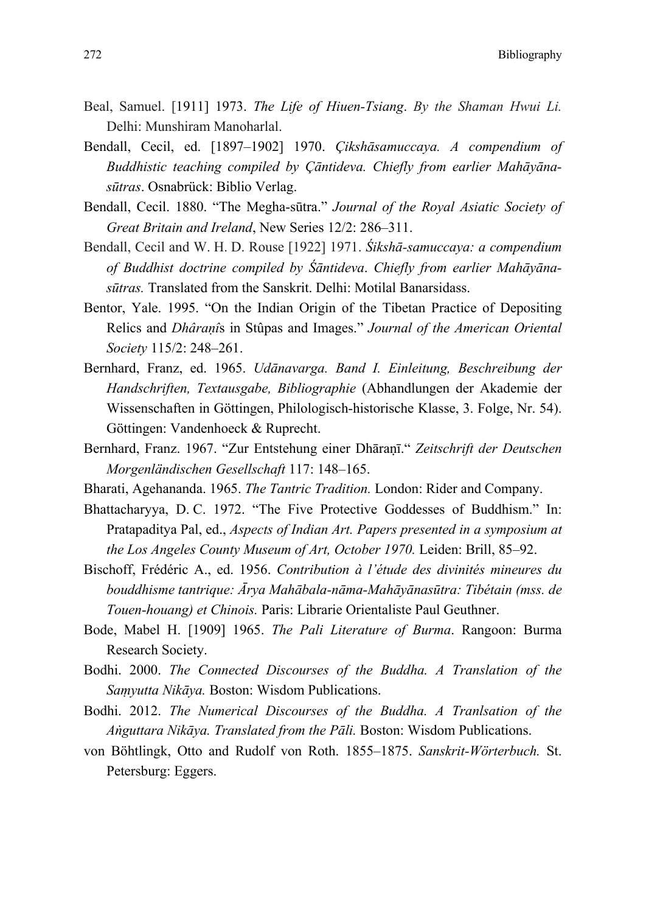Beal, Samuel. [1911] 1973. *The Life of Hiuen-Tsiang*. *By the Shaman Hwui Li.* Delhi: Munshiram Manoharlal.

Bendall, Cecil, ed. [1897–1902] 1970. *Çikshāsamuccaya. A compendium of Buddhistic teaching compiled by Çāntideva. Chiefly from earlier Mahāyāna-sūtras*. Osnabrück: Biblio Verlag.

Bendall, Cecil. 1880. "The Megha-sūtra." *Journal of the Royal Asiatic Society of Great Britain and Ireland*, New Series 12/2: 286–311.

Bendall, Cecil and W. H. D. Rouse [1922] 1971. *Śikshā-samuccaya: a compendium of Buddhist doctrine compiled by Śāntideva*. *Chiefly from earlier Mahāyāna-sūtras.* Translated from the Sanskrit. Delhi: Motilal Banarsidass.

Bentor, Yale. 1995. "On the Indian Origin of the Tibetan Practice of Depositing Relics and *Dhâraṇî*s in Stûpas and Images." *Journal of the American Oriental Society* 115/2: 248–261.

Bernhard, Franz, ed. 1965. *Udānavarga. Band I. Einleitung, Beschreibung der Handschriften, Textausgabe, Bibliographie* (Abhandlungen der Akademie der Wissenschaften in Göttingen, Philologisch-historische Klasse, 3. Folge, Nr. 54). Göttingen: Vandenhoeck & Ruprecht.

Bernhard, Franz. 1967. "Zur Entstehung einer Dhāraṇī." *Zeitschrift der Deutschen Morgenländischen Gesellschaft* 117: 148–165.

Bharati, Agehananda. 1965. *The Tantric Tradition.* London: Rider and Company.

Bhattacharyya, D. C. 1972. "The Five Protective Goddesses of Buddhism." In: Pratapaditya Pal, ed., *Aspects of Indian Art. Papers presented in a symposium at the Los Angeles County Museum of Art, October 1970.* Leiden: Brill, 85–92.

Bischoff, Frédéric A., ed. 1956. *Contribution à l'étude des divinités mineures du bouddhisme tantrique: Ārya Mahābala-nāma-Mahāyānasūtra: Tibétain (mss. de Touen-houang) et Chinois.* Paris: Librarie Orientaliste Paul Geuthner.

Bode, Mabel H. [1909] 1965. *The Pali Literature of Burma*. Rangoon: Burma Research Society.

Bodhi. 2000. *The Connected Discourses of the Buddha. A Translation of the Saṃyutta Nikāya.* Boston: Wisdom Publications.

Bodhi. 2012. *The Numerical Discourses of the Buddha. A Tranlsation of the Aṅguttara Nikāya. Translated from the Pāli.* Boston: Wisdom Publications.

von Böhtlingk, Otto and Rudolf von Roth. 1855–1875. *Sanskrit-Wörterbuch.* St. Petersburg: Eggers.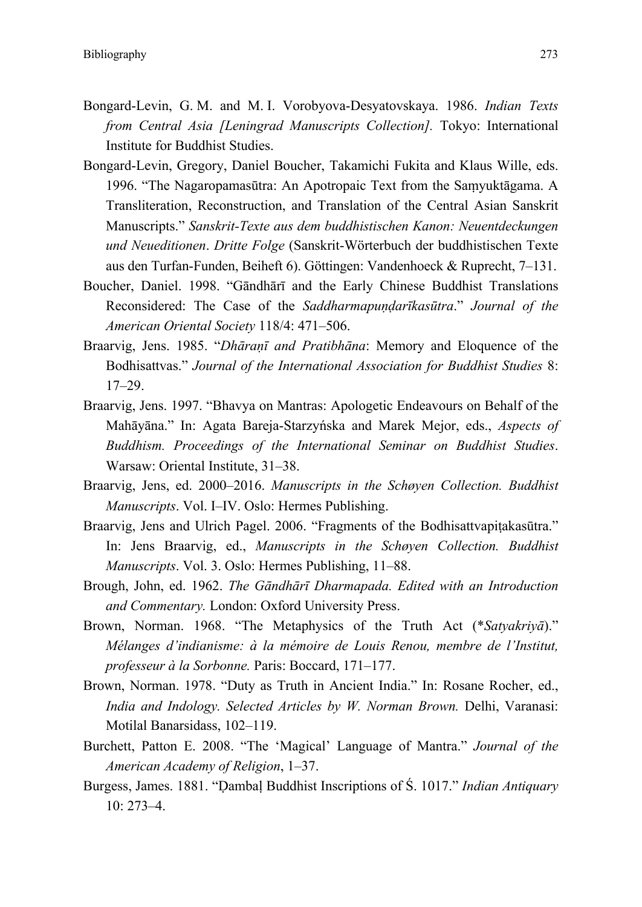Bongard-Levin, G. M. and M. I. Vorobyova-Desyatovskaya. 1986. *Indian Texts from Central Asia [Leningrad Manuscripts Collection].* Tokyo: International Institute for Buddhist Studies.

Bongard-Levin, Gregory, Daniel Boucher, Takamichi Fukita and Klaus Wille, eds. 1996. "The Nagaropamasūtra: An Apotropaic Text from the Saṃyuktāgama. A Transliteration, Reconstruction, and Translation of the Central Asian Sanskrit Manuscripts." *Sanskrit-Texte aus dem buddhistischen Kanon: Neuentdeckungen und Neueditionen*. *Dritte Folge* (Sanskrit-Wörterbuch der buddhistischen Texte aus den Turfan-Funden, Beiheft 6). Göttingen: Vandenhoeck & Ruprecht, 7–131.

Boucher, Daniel. 1998. "Gāndhārī and the Early Chinese Buddhist Translations Reconsidered: The Case of the *Saddharmapuṇḍarīkasūtra*." *Journal of the American Oriental Society* 118/4: 471–506.

Braarvig, Jens. 1985. "*Dhāraṇī and Pratibhāna*: Memory and Eloquence of the Bodhisattvas." *Journal of the International Association for Buddhist Studies* 8: 17–29.

Braarvig, Jens. 1997. "Bhavya on Mantras: Apologetic Endeavours on Behalf of the Mahāyāna." In: Agata Bareja-Starzyńska and Marek Mejor, eds., *Aspects of Buddhism. Proceedings of the International Seminar on Buddhist Studies*. Warsaw: Oriental Institute, 31–38.

Braarvig, Jens, ed. 2000–2016. *Manuscripts in the Schøyen Collection. Buddhist Manuscripts*. Vol. I–IV. Oslo: Hermes Publishing.

Braarvig, Jens and Ulrich Pagel. 2006. "Fragments of the Bodhisattvapiṭakasūtra." In: Jens Braarvig, ed., *Manuscripts in the Schøyen Collection. Buddhist Manuscripts*. Vol. 3. Oslo: Hermes Publishing, 11–88.

Brough, John, ed. 1962. *The Gāndhārī Dharmapada. Edited with an Introduction and Commentary.* London: Oxford University Press.

Brown, Norman. 1968. "The Metaphysics of the Truth Act (*\*Satyakriyā*)." *Mélanges d'indianisme: à la mémoire de Louis Renou, membre de l'Institut, professeur à la Sorbonne.* Paris: Boccard, 171–177.

Brown, Norman. 1978. "Duty as Truth in Ancient India." In: Rosane Rocher, ed., *India and Indology. Selected Articles by W. Norman Brown.* Delhi, Varanasi: Motilal Banarsidass, 102–119.

Burchett, Patton E. 2008. "The 'Magical' Language of Mantra." *Journal of the American Academy of Religion*, 1–37.

Burgess, James. 1881. "Ḍambaḷ Buddhist Inscriptions of Ś. 1017." *Indian Antiquary* 10: 273–4.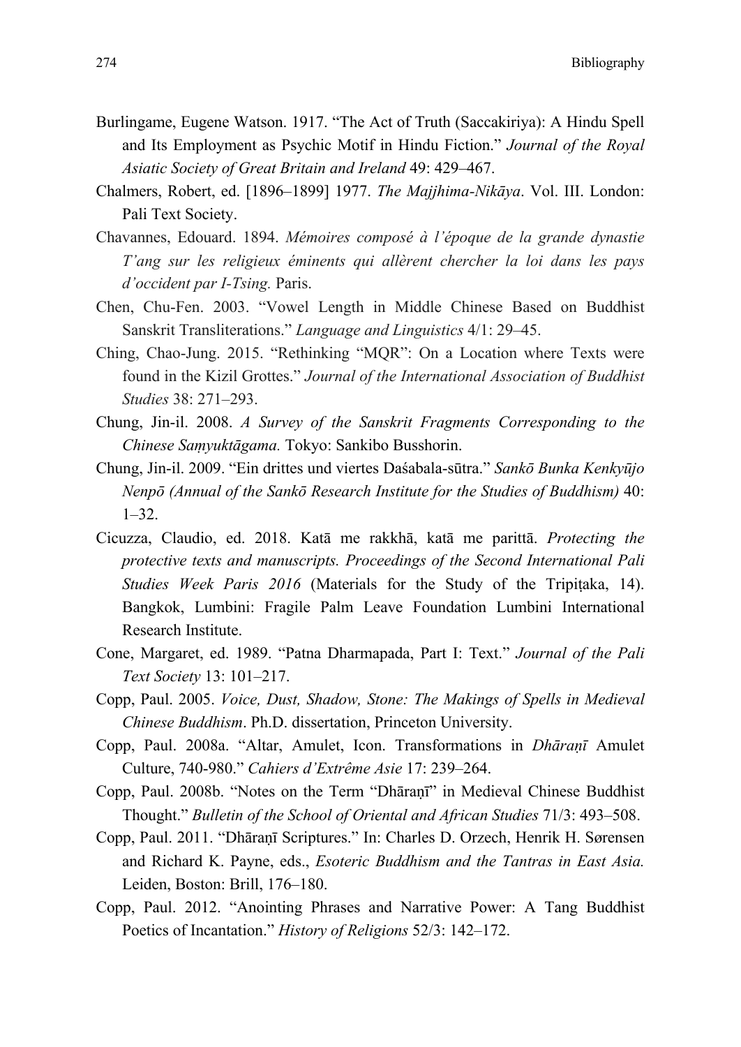Burlingame, Eugene Watson. 1917. "The Act of Truth (Saccakiriya): A Hindu Spell and Its Employment as Psychic Motif in Hindu Fiction." *Journal of the Royal Asiatic Society of Great Britain and Ireland* 49: 429–467.

Chalmers, Robert, ed. [1896–1899] 1977. *The Majjhima-Nikāya*. Vol. III. London: Pali Text Society.

Chavannes, Edouard. 1894. *Mémoires composé à l'époque de la grande dynastie T'ang sur les religieux éminents qui allèrent chercher la loi dans les pays d'occident par I-Tsing.* Paris.

Chen, Chu-Fen. 2003. "Vowel Length in Middle Chinese Based on Buddhist Sanskrit Transliterations." *Language and Linguistics* 4/1: 29–45.

Ching, Chao-Jung. 2015. "Rethinking "MQR": On a Location where Texts were found in the Kizil Grottes." *Journal of the International Association of Buddhist Studies* 38: 271–293.

Chung, Jin-il. 2008. *A Survey of the Sanskrit Fragments Corresponding to the Chinese Saṃyuktāgama.* Tokyo: Sankibo Busshorin.

Chung, Jin-il. 2009. "Ein drittes und viertes Daśabala-sūtra." *Sankō Bunka Kenkyūjo Nenpō (Annual of the Sankō Research Institute for the Studies of Buddhism)* 40: 1–32.

Cicuzza, Claudio, ed. 2018. Katā me rakkhā, katā me parittā. *Protecting the protective texts and manuscripts. Proceedings of the Second International Pali Studies Week Paris 2016* (Materials for the Study of the Tripiṭaka, 14). Bangkok, Lumbini: Fragile Palm Leave Foundation Lumbini International Research Institute.

Cone, Margaret, ed. 1989. "Patna Dharmapada, Part I: Text." *Journal of the Pali Text Society* 13: 101–217.

Copp, Paul. 2005. *Voice, Dust, Shadow, Stone: The Makings of Spells in Medieval Chinese Buddhism*. Ph.D. dissertation, Princeton University.

Copp, Paul. 2008a. "Altar, Amulet, Icon. Transformations in *Dhāraṇī* Amulet Culture, 740-980." *Cahiers d'Extrême Asie* 17: 239–264.

Copp, Paul. 2008b. "Notes on the Term "Dhāraṇī" in Medieval Chinese Buddhist Thought." *Bulletin of the School of Oriental and African Studies* 71/3: 493–508.

Copp, Paul. 2011. "Dhāraṇī Scriptures." In: Charles D. Orzech, Henrik H. Sørensen and Richard K. Payne, eds., *Esoteric Buddhism and the Tantras in East Asia.* Leiden, Boston: Brill, 176–180.

Copp, Paul. 2012. "Anointing Phrases and Narrative Power: A Tang Buddhist Poetics of Incantation." *History of Religions* 52/3: 142–172.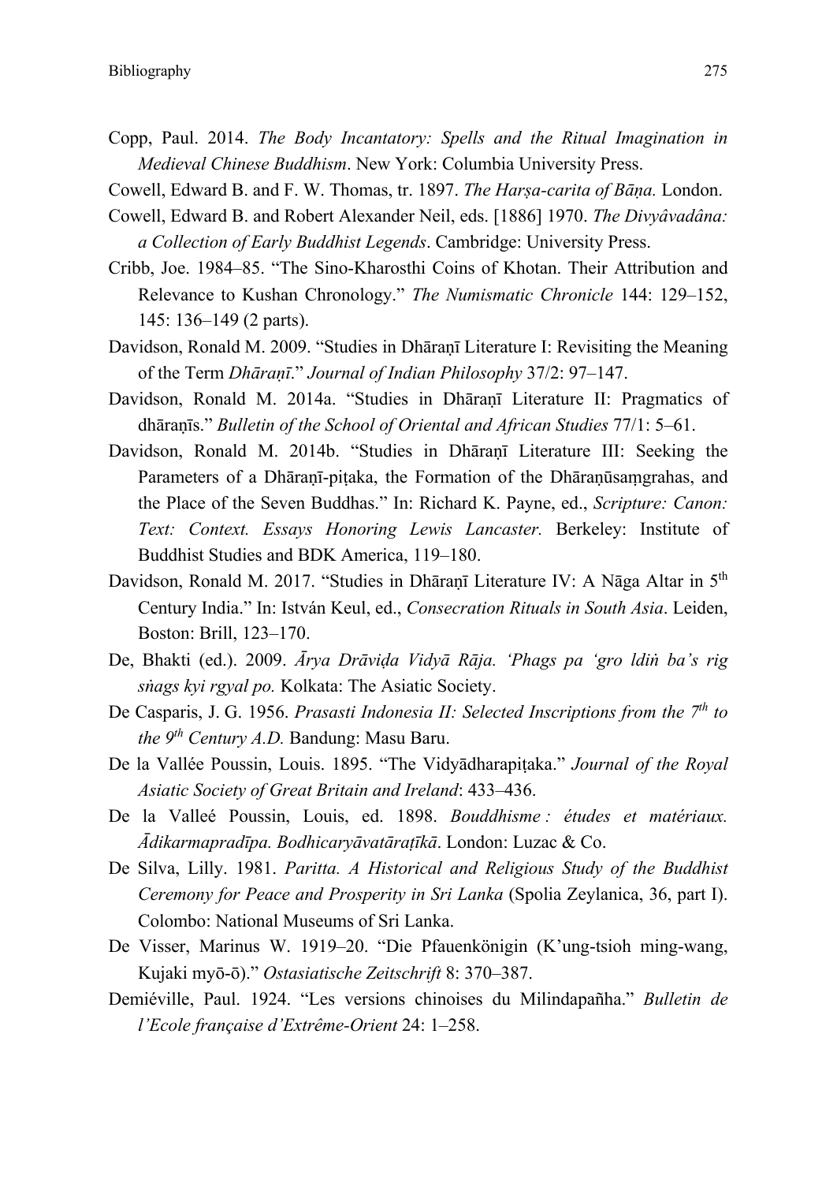Copp, Paul. 2014. *The Body Incantatory: Spells and the Ritual Imagination in Medieval Chinese Buddhism*. New York: Columbia University Press.

Cowell, Edward B. and F. W. Thomas, tr. 1897. *The Harṣa-carita of Bāṇa.* London.

Cowell, Edward B. and Robert Alexander Neil, eds. [1886] 1970. *The Divyâvadâna: a Collection of Early Buddhist Legends*. Cambridge: University Press.

Cribb, Joe. 1984–85. "The Sino-Kharosthi Coins of Khotan. Their Attribution and Relevance to Kushan Chronology." *The Numismatic Chronicle* 144: 129–152, 145: 136–149 (2 parts).

Davidson, Ronald M. 2009. "Studies in Dhāraṇī Literature I: Revisiting the Meaning of the Term *Dhāraṇī*." *Journal of Indian Philosophy* 37/2: 97–147.

Davidson, Ronald M. 2014a. "Studies in Dhāraṇī Literature II: Pragmatics of dhāraṇīs." *Bulletin of the School of Oriental and African Studies* 77/1: 5–61.

Davidson, Ronald M. 2014b. "Studies in Dhāraṇī Literature III: Seeking the Parameters of a Dhāraṇī-piṭaka, the Formation of the Dhāraṇūsaṃgrahas, and the Place of the Seven Buddhas." In: Richard K. Payne, ed., *Scripture: Canon: Text: Context. Essays Honoring Lewis Lancaster.* Berkeley: Institute of Buddhist Studies and BDK America, 119–180.

Davidson, Ronald M. 2017. "Studies in Dhāraṇī Literature IV: A Nāga Altar in 5th Century India." In: István Keul, ed., *Consecration Rituals in South Asia*. Leiden, Boston: Brill, 123–170.

De, Bhakti (ed.). 2009. *Ārya Drāviḍa Vidyā Rāja. 'Phags pa 'gro ldiṅ ba's rig sṅags kyi rgyal po.* Kolkata: The Asiatic Society.

De Casparis, J. G. 1956. *Prasasti Indonesia II: Selected Inscriptions from the 7th to the 9th Century A.D.* Bandung: Masu Baru.

De la Vallée Poussin, Louis. 1895. "The Vidyādharapiṭaka." *Journal of the Royal Asiatic Society of Great Britain and Ireland*: 433–436.

De la Valleé Poussin, Louis, ed. 1898. *Bouddhisme : études et matériaux. Ādikarmapradīpa. Bodhicaryāvatāraṭīkā*. London: Luzac & Co.

De Silva, Lilly. 1981. *Paritta. A Historical and Religious Study of the Buddhist Ceremony for Peace and Prosperity in Sri Lanka* (Spolia Zeylanica, 36, part I). Colombo: National Museums of Sri Lanka.

De Visser, Marinus W. 1919–20. "Die Pfauenkönigin (K'ung-tsioh ming-wang, Kujaki myō-ō)." *Ostasiatische Zeitschrift* 8: 370–387.

Demiéville, Paul. 1924. "Les versions chinoises du Milindapañha." *Bulletin de l'Ecole française d'Extrême-Orient* 24: 1–258.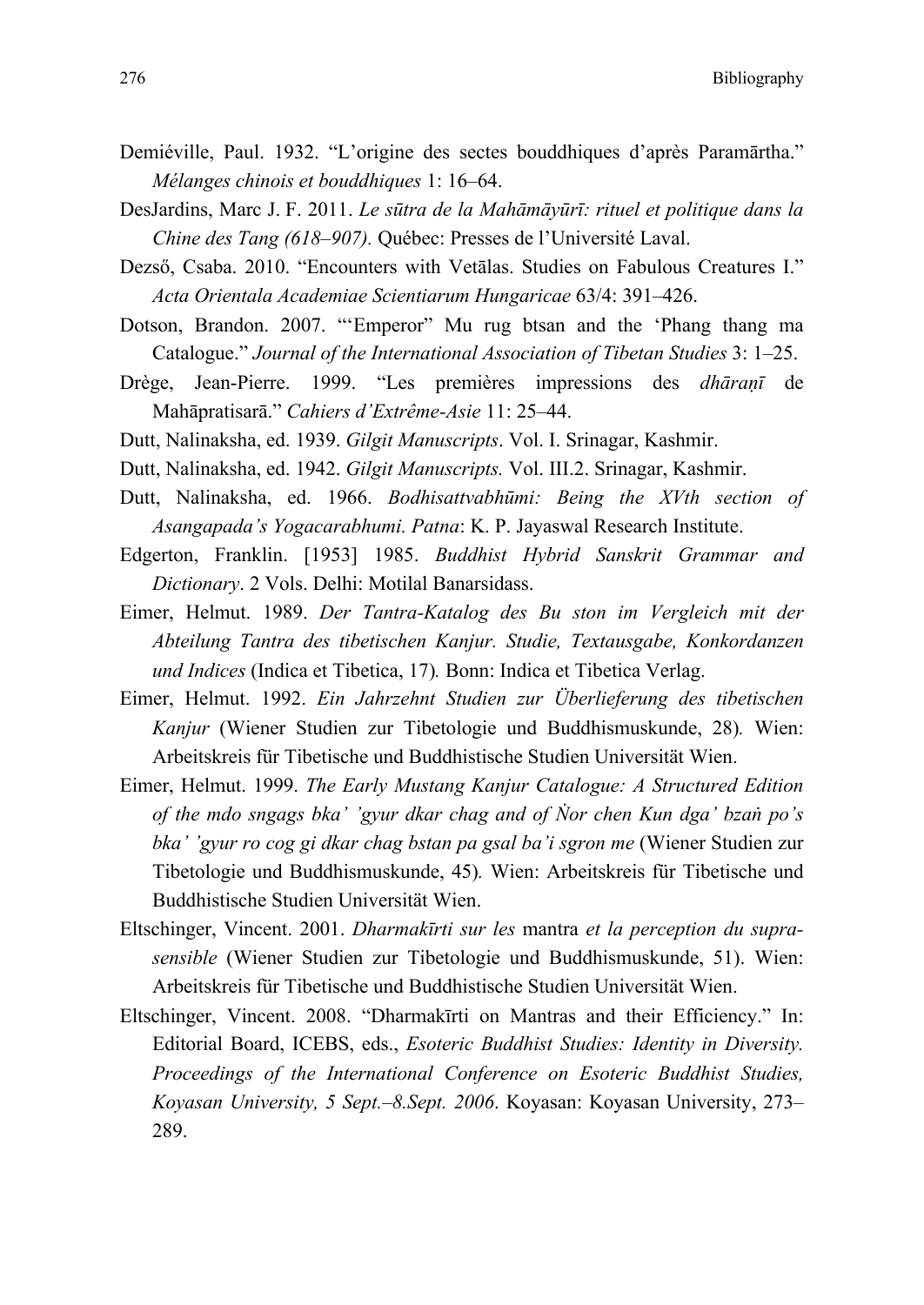Demiéville, Paul. 1932. "L'origine des sectes bouddhiques d'après Paramārtha." *Mélanges chinois et bouddhiques* 1: 16–64.

DesJardins, Marc J. F. 2011. *Le sūtra de la Mahāmāyūrī: rituel et politique dans la Chine des Tang (618–907)*. Québec: Presses de l'Université Laval.

Dezső, Csaba. 2010. "Encounters with Vetālas. Studies on Fabulous Creatures I." *Acta Orientala Academiae Scientiarum Hungaricae* 63/4: 391–426.

Dotson, Brandon. 2007. "'Emperor" Mu rug btsan and the 'Phang thang ma Catalogue." *Journal of the International Association of Tibetan Studies* 3: 1–25.

Drège, Jean-Pierre. 1999. "Les premières impressions des *dhāraṇī* de Mahāpratisarā." *Cahiers d'Extrême-Asie* 11: 25–44.

Dutt, Nalinaksha, ed. 1939. *Gilgit Manuscripts*. Vol. I. Srinagar, Kashmir.

Dutt, Nalinaksha, ed. 1942. *Gilgit Manuscripts.* Vol. III.2. Srinagar, Kashmir.

Dutt, Nalinaksha, ed. 1966. *Bodhisattvabhūmi: Being the XVth section of Asangapada's Yogacarabhumi. Patna*: K. P. Jayaswal Research Institute.

Edgerton, Franklin. [1953] 1985. *Buddhist Hybrid Sanskrit Grammar and Dictionary*. 2 Vols. Delhi: Motilal Banarsidass.

Eimer, Helmut. 1989. *Der Tantra-Katalog des Bu ston im Vergleich mit der Abteilung Tantra des tibetischen Kanjur. Studie, Textausgabe, Konkordanzen und Indices* (Indica et Tibetica, 17)*.* Bonn: Indica et Tibetica Verlag.

Eimer, Helmut. 1992. *Ein Jahrzehnt Studien zur Überlieferung des tibetischen Kanjur* (Wiener Studien zur Tibetologie und Buddhismuskunde, 28)*.* Wien: Arbeitskreis für Tibetische und Buddhistische Studien Universität Wien.

Eimer, Helmut. 1999. *The Early Mustang Kanjur Catalogue: A Structured Edition of the mdo sngags bka' 'gyur dkar chag and of Ṅor chen Kun dga' bzaṅ po's bka' 'gyur ro cog gi dkar chag bstan pa gsal ba'i sgron me* (Wiener Studien zur Tibetologie und Buddhismuskunde, 45)*.* Wien: Arbeitskreis für Tibetische und Buddhistische Studien Universität Wien.

Eltschinger, Vincent. 2001. *Dharmakīrti sur les* mantra *et la perception du supra-sensible* (Wiener Studien zur Tibetologie und Buddhismuskunde, 51). Wien: Arbeitskreis für Tibetische und Buddhistische Studien Universität Wien.

Eltschinger, Vincent. 2008. "Dharmakīrti on Mantras and their Efficiency." In: Editorial Board, ICEBS, eds., *Esoteric Buddhist Studies: Identity in Diversity. Proceedings of the International Conference on Esoteric Buddhist Studies, Koyasan University, 5 Sept.–8.Sept. 2006*. Koyasan: Koyasan University, 273–289.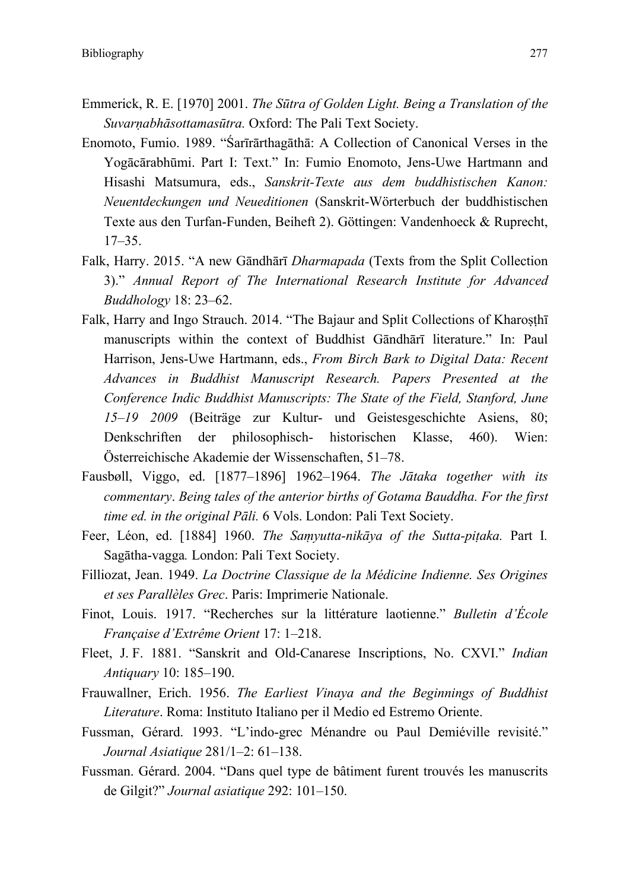Emmerick, R. E. [1970] 2001. *The Sūtra of Golden Light. Being a Translation of the Suvarṇabhāsottamasūtra.* Oxford: The Pali Text Society.

Enomoto, Fumio. 1989. "Śarīrārthagāthā: A Collection of Canonical Verses in the Yogācārabhūmi. Part I: Text." In: Fumio Enomoto, Jens-Uwe Hartmann and Hisashi Matsumura, eds., *Sanskrit-Texte aus dem buddhistischen Kanon: Neuentdeckungen und Neueditionen* (Sanskrit-Wörterbuch der buddhistischen Texte aus den Turfan-Funden, Beiheft 2). Göttingen: Vandenhoeck & Ruprecht, 17–35.

Falk, Harry. 2015. "A new Gāndhārī *Dharmapada* (Texts from the Split Collection 3)." *Annual Report of The International Research Institute for Advanced Buddhology* 18: 23–62.

Falk, Harry and Ingo Strauch. 2014. "The Bajaur and Split Collections of Kharoṣṭhī manuscripts within the context of Buddhist Gāndhārī literature." In: Paul Harrison, Jens-Uwe Hartmann, eds., *From Birch Bark to Digital Data: Recent Advances in Buddhist Manuscript Research. Papers Presented at the Conference Indic Buddhist Manuscripts: The State of the Field, Stanford, June 15–19 2009* (Beiträge zur Kultur- und Geistesgeschichte Asiens, 80; Denkschriften der philosophisch- historischen Klasse, 460). Wien: Österreichische Akademie der Wissenschaften, 51–78.

Fausbøll, Viggo, ed. [1877–1896] 1962–1964. *The Jātaka together with its commentary*. *Being tales of the anterior births of Gotama Bauddha. For the first time ed. in the original Pāli.* 6 Vols. London: Pali Text Society.

Feer, Léon, ed. [1884] 1960. *The Saṃyutta-nikāya of the Sutta-piṭaka.* Part I*.* Sagātha-vagga*.* London: Pali Text Society.

Filliozat, Jean. 1949. *La Doctrine Classique de la Médicine Indienne. Ses Origines et ses Parallèles Grec*. Paris: Imprimerie Nationale.

Finot, Louis. 1917. "Recherches sur la littérature laotienne." *Bulletin d'École Française d'Extrême Orient* 17: 1–218.

Fleet, J. F. 1881. "Sanskrit and Old-Canarese Inscriptions, No. CXVI." *Indian Antiquary* 10: 185–190.

Frauwallner, Erich. 1956. *The Earliest Vinaya and the Beginnings of Buddhist Literature*. Roma: Instituto Italiano per il Medio ed Estremo Oriente.

Fussman, Gérard. 1993. "L'indo-grec Ménandre ou Paul Demiéville revisité." *Journal Asiatique* 281/1–2: 61–138.

Fussman. Gérard. 2004. "Dans quel type de bâtiment furent trouvés les manuscrits de Gilgit?" *Journal asiatique* 292: 101–150.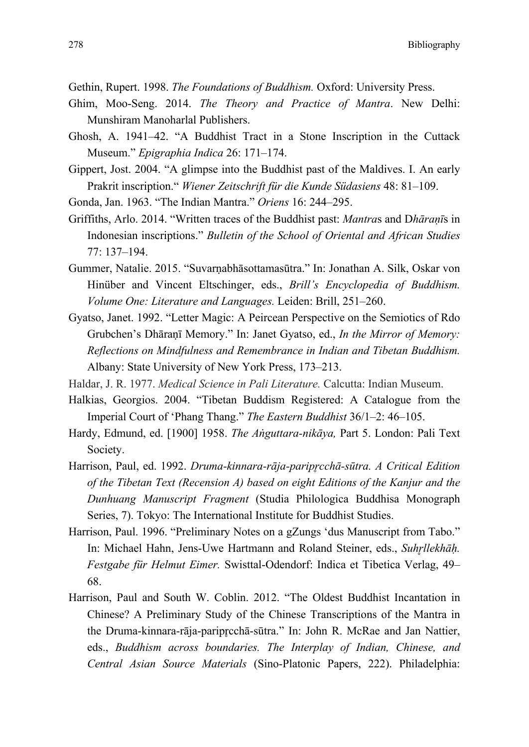Gethin, Rupert. 1998. *The Foundations of Buddhism.* Oxford: University Press.

Ghim, Moo-Seng. 2014. *The Theory and Practice of Mantra*. New Delhi: Munshiram Manoharlal Publishers.

Ghosh, A. 1941–42. "A Buddhist Tract in a Stone Inscription in the Cuttack Museum." *Epigraphia Indica* 26: 171–174.

Gippert, Jost. 2004. "A glimpse into the Buddhist past of the Maldives. I. An early Prakrit inscription." *Wiener Zeitschrift für die Kunde Südasiens* 48: 81–109.

Gonda, Jan. 1963. "The Indian Mantra." *Oriens* 16: 244–295.

Griffiths, Arlo. 2014. "Written traces of the Buddhist past: *Mantra*s and D*hāraṇī*s in Indonesian inscriptions." *Bulletin of the School of Oriental and African Studies* 77: 137–194.

Gummer, Natalie. 2015. "Suvarṇabhāsottamasūtra." In: Jonathan A. Silk, Oskar von Hinüber and Vincent Eltschinger, eds., *Brill's Encyclopedia of Buddhism. Volume One: Literature and Languages.* Leiden: Brill, 251–260.

Gyatso, Janet. 1992. "Letter Magic: A Peircean Perspective on the Semiotics of Rdo Grubchen's Dhāraṇī Memory." In: Janet Gyatso, ed., *In the Mirror of Memory: Reflections on Mindfulness and Remembrance in Indian and Tibetan Buddhism.* Albany: State University of New York Press, 173–213.

Haldar, J. R. 1977. *Medical Science in Pali Literature.* Calcutta: Indian Museum.

Halkias, Georgios. 2004. "Tibetan Buddism Registered: A Catalogue from the Imperial Court of 'Phang Thang." *The Eastern Buddhist* 36/1–2: 46–105.

Hardy, Edmund, ed. [1900] 1958. *The Aṅguttara-nikāya,* Part 5. London: Pali Text Society.

Harrison, Paul, ed. 1992. *Druma-kinnara-rāja-paripṛcchā-sūtra. A Critical Edition of the Tibetan Text (Recension A) based on eight Editions of the Kanjur and the Dunhuang Manuscript Fragment* (Studia Philologica Buddhisa Monograph Series, 7). Tokyo: The International Institute for Buddhist Studies.

Harrison, Paul. 1996. "Preliminary Notes on a gZungs 'dus Manuscript from Tabo." In: Michael Hahn, Jens-Uwe Hartmann and Roland Steiner, eds., *Suhṛllekhāḥ. Festgabe für Helmut Eimer.* Swisttal-Odendorf: Indica et Tibetica Verlag, 49–68.

Harrison, Paul and South W. Coblin. 2012. "The Oldest Buddhist Incantation in Chinese? A Preliminary Study of the Chinese Transcriptions of the Mantra in the Druma-kinnara-rāja-paripṛcchā-sūtra." In: John R. McRae and Jan Nattier, eds., *Buddhism across boundaries. The Interplay of Indian, Chinese, and Central Asian Source Materials* (Sino-Platonic Papers, 222). Philadelphia: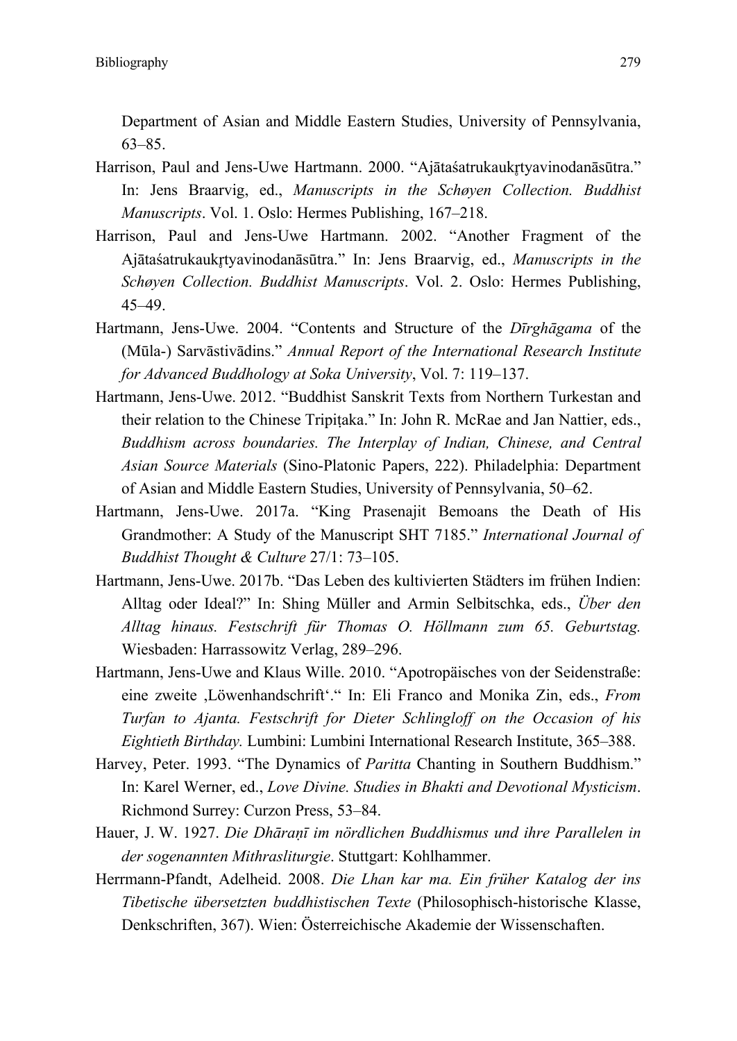Department of Asian and Middle Eastern Studies, University of Pennsylvania, 63–85.

Harrison, Paul and Jens-Uwe Hartmann. 2000. "Ajātaśatrukaukṛtyavinodanāsūtra." In: Jens Braarvig, ed., *Manuscripts in the Schøyen Collection. Buddhist Manuscripts*. Vol. 1. Oslo: Hermes Publishing, 167–218.

Harrison, Paul and Jens-Uwe Hartmann. 2002. "Another Fragment of the Ajātaśatrukaukṛtyavinodanāsūtra." In: Jens Braarvig, ed., *Manuscripts in the Schøyen Collection. Buddhist Manuscripts*. Vol. 2. Oslo: Hermes Publishing, 45–49.

Hartmann, Jens-Uwe. 2004. "Contents and Structure of the *Dīrghāgama* of the (Mūla-) Sarvāstivādins." *Annual Report of the International Research Institute for Advanced Buddhology at Soka University*, Vol. 7: 119–137.

Hartmann, Jens-Uwe. 2012. "Buddhist Sanskrit Texts from Northern Turkestan and their relation to the Chinese Tripiṭaka." In: John R. McRae and Jan Nattier, eds., *Buddhism across boundaries. The Interplay of Indian, Chinese, and Central Asian Source Materials* (Sino-Platonic Papers, 222). Philadelphia: Department of Asian and Middle Eastern Studies, University of Pennsylvania, 50–62.

Hartmann, Jens-Uwe. 2017a. "King Prasenajit Bemoans the Death of His Grandmother: A Study of the Manuscript SHT 7185." *International Journal of Buddhist Thought & Culture* 27/1: 73–105.

Hartmann, Jens-Uwe. 2017b. "Das Leben des kultivierten Städters im frühen Indien: Alltag oder Ideal?" In: Shing Müller and Armin Selbitschka, eds., *Über den Alltag hinaus. Festschrift für Thomas O. Höllmann zum 65. Geburtstag.* Wiesbaden: Harrassowitz Verlag, 289–296.

Hartmann, Jens-Uwe and Klaus Wille. 2010. "Apotropäisches von der Seidenstraße: eine zweite ‚Löwenhandschrift'." In: Eli Franco and Monika Zin, eds., *From Turfan to Ajanta. Festschrift for Dieter Schlingloff on the Occasion of his Eightieth Birthday.* Lumbini: Lumbini International Research Institute, 365–388.

Harvey, Peter. 1993. "The Dynamics of *Paritta* Chanting in Southern Buddhism." In: Karel Werner, ed., *Love Divine. Studies in Bhakti and Devotional Mysticism*. Richmond Surrey: Curzon Press, 53–84.

Hauer, J. W. 1927. *Die Dhāraṇī im nördlichen Buddhismus und ihre Parallelen in der sogenannten Mithrasliturgie*. Stuttgart: Kohlhammer.

Herrmann-Pfandt, Adelheid. 2008. *Die Lhan kar ma. Ein früher Katalog der ins Tibetische übersetzten buddhistischen Texte* (Philosophisch-historische Klasse, Denkschriften, 367). Wien: Österreichische Akademie der Wissenschaften.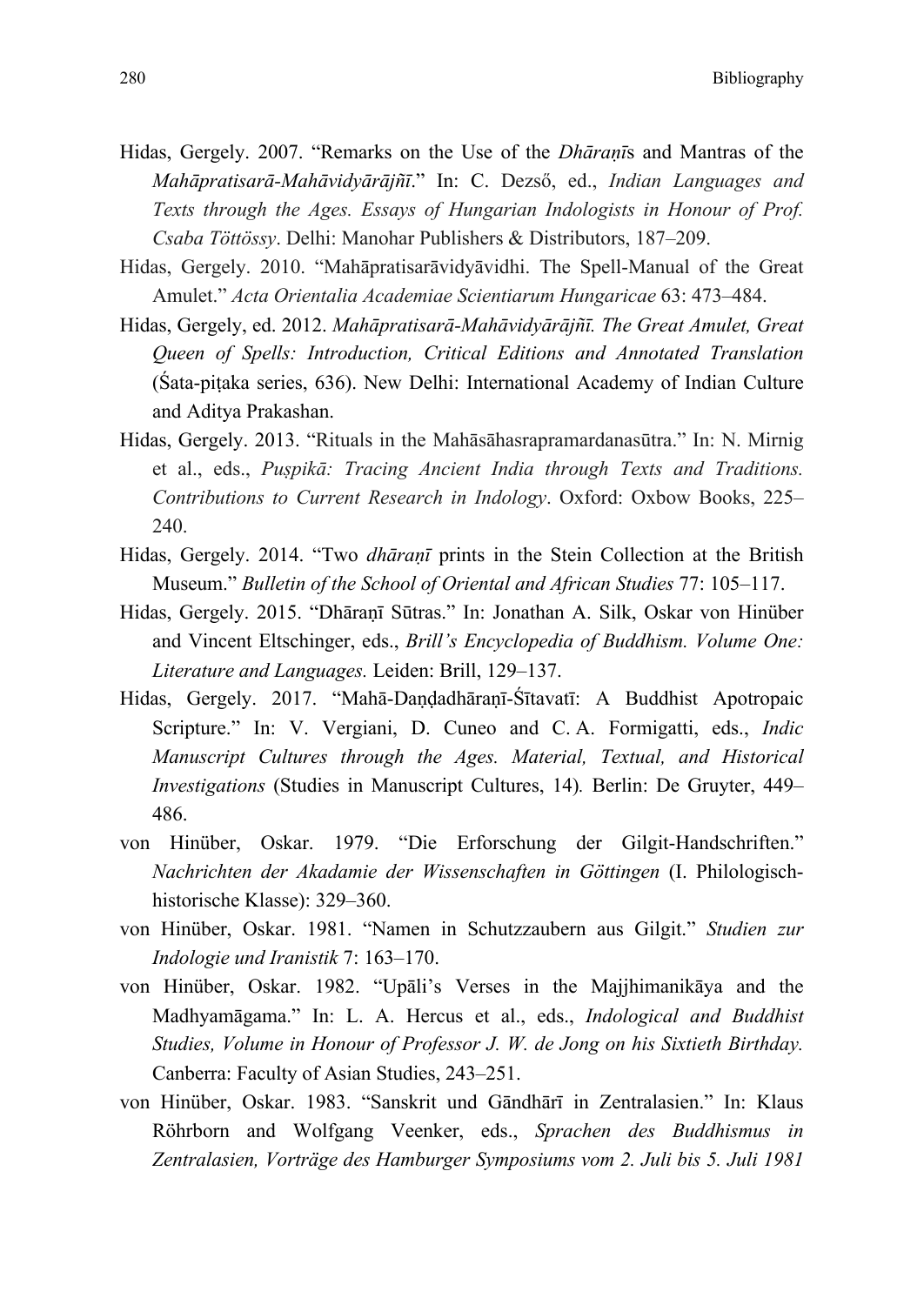Hidas, Gergely. 2007. "Remarks on the Use of the *Dhāraṇī*s and Mantras of the *Mahāpratisarā-Mahāvidyārājñī*." In: C. Dezső, ed., *Indian Languages and Texts through the Ages. Essays of Hungarian Indologists in Honour of Prof. Csaba Töttössy*. Delhi: Manohar Publishers & Distributors, 187–209.

Hidas, Gergely. 2010. "Mahāpratisarāvidyāvidhi. The Spell-Manual of the Great Amulet." *Acta Orientalia Academiae Scientiarum Hungaricae* 63: 473–484.

Hidas, Gergely, ed. 2012. *Mahāpratisarā-Mahāvidyārājñī. The Great Amulet, Great Queen of Spells: Introduction, Critical Editions and Annotated Translation* (Śata-piṭaka series, 636). New Delhi: International Academy of Indian Culture and Aditya Prakashan.

Hidas, Gergely. 2013. "Rituals in the Mahāsāhasrapramardanasūtra." In: N. Mirnig et al., eds., *Puṣpikā: Tracing Ancient India through Texts and Traditions. Contributions to Current Research in Indology*. Oxford: Oxbow Books, 225–240.

Hidas, Gergely. 2014. "Two *dhāraṇī* prints in the Stein Collection at the British Museum." *Bulletin of the School of Oriental and African Studies* 77: 105–117.

Hidas, Gergely. 2015. "Dhāraṇī Sūtras." In: Jonathan A. Silk, Oskar von Hinüber and Vincent Eltschinger, eds., *Brill's Encyclopedia of Buddhism. Volume One: Literature and Languages.* Leiden: Brill, 129–137.

Hidas, Gergely. 2017. "Mahā-Daṇḍadhāraṇī-Śītavatī: A Buddhist Apotropaic Scripture." In: V. Vergiani, D. Cuneo and C. A. Formigatti, eds., *Indic Manuscript Cultures through the Ages. Material, Textual, and Historical Investigations* (Studies in Manuscript Cultures, 14). Berlin: De Gruyter, 449–486.

von Hinüber, Oskar. 1979. "Die Erforschung der Gilgit-Handschriften." *Nachrichten der Akadamie der Wissenschaften in Göttingen* (I. Philologisch-historische Klasse): 329–360.

von Hinüber, Oskar. 1981. "Namen in Schutzzaubern aus Gilgit." *Studien zur Indologie und Iranistik* 7: 163–170.

von Hinüber, Oskar. 1982. "Upāli's Verses in the Majjhimanikāya and the Madhyamāgama." In: L. A. Hercus et al., eds., *Indological and Buddhist Studies, Volume in Honour of Professor J. W. de Jong on his Sixtieth Birthday.* Canberra: Faculty of Asian Studies, 243–251.

von Hinüber, Oskar. 1983. "Sanskrit und Gāndhārī in Zentralasien." In: Klaus Röhrborn and Wolfgang Veenker, eds., *Sprachen des Buddhismus in Zentralasien, Vorträge des Hamburger Symposiums vom 2. Juli bis 5. Juli 1981*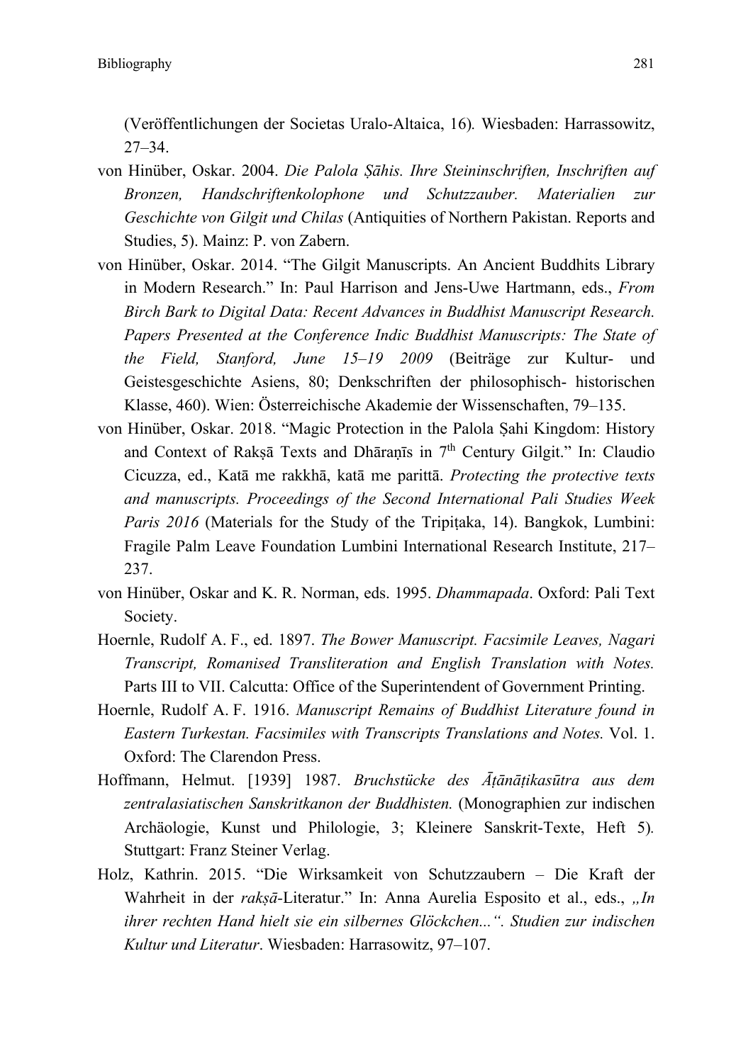(Veröffentlichungen der Societas Uralo-Altaica, 16)*.* Wiesbaden: Harrassowitz, 27–34.

von Hinüber, Oskar. 2004. *Die Palola Ṣāhis. Ihre Steininschriften, Inschriften auf Bronzen, Handschriftenkolophone und Schutzzauber. Materialien zur Geschichte von Gilgit und Chilas* (Antiquities of Northern Pakistan. Reports and Studies, 5). Mainz: P. von Zabern.

von Hinüber, Oskar. 2014. "The Gilgit Manuscripts. An Ancient Buddhits Library in Modern Research." In: Paul Harrison and Jens-Uwe Hartmann, eds., *From Birch Bark to Digital Data: Recent Advances in Buddhist Manuscript Research. Papers Presented at the Conference Indic Buddhist Manuscripts: The State of the Field, Stanford, June 15–19 2009* (Beiträge zur Kultur- und Geistesgeschichte Asiens, 80; Denkschriften der philosophisch- historischen Klasse, 460). Wien: Österreichische Akademie der Wissenschaften, 79–135.

von Hinüber, Oskar. 2018. "Magic Protection in the Palola Ṣahi Kingdom: History and Context of Rakṣā Texts and Dhāraṇīs in 7th Century Gilgit." In: Claudio Cicuzza, ed., Katā me rakkhā, katā me parittā. *Protecting the protective texts and manuscripts. Proceedings of the Second International Pali Studies Week Paris 2016* (Materials for the Study of the Tripiṭaka, 14). Bangkok, Lumbini: Fragile Palm Leave Foundation Lumbini International Research Institute, 217–237.

von Hinüber, Oskar and K. R. Norman, eds. 1995. *Dhammapada*. Oxford: Pali Text Society.

Hoernle, Rudolf A. F., ed. 1897. *The Bower Manuscript. Facsimile Leaves, Nagari Transcript, Romanised Transliteration and English Translation with Notes.* Parts III to VII. Calcutta: Office of the Superintendent of Government Printing.

Hoernle, Rudolf A. F. 1916. *Manuscript Remains of Buddhist Literature found in Eastern Turkestan. Facsimiles with Transcripts Translations and Notes.* Vol. 1. Oxford: The Clarendon Press.

Hoffmann, Helmut. [1939] 1987. *Bruchstücke des Āṭānāṭikasūtra aus dem zentralasiatischen Sanskritkanon der Buddhisten.* (Monographien zur indischen Archäologie, Kunst und Philologie, 3; Kleinere Sanskrit-Texte, Heft 5)*.* Stuttgart: Franz Steiner Verlag.

Holz, Kathrin. 2015. "Die Wirksamkeit von Schutzzaubern – Die Kraft der Wahrheit in der *rakṣā*-Literatur." In: Anna Aurelia Esposito et al., eds., *„In ihrer rechten Hand hielt sie ein silbernes Glöckchen...". Studien zur indischen Kultur und Literatur*. Wiesbaden: Harrasowitz, 97–107.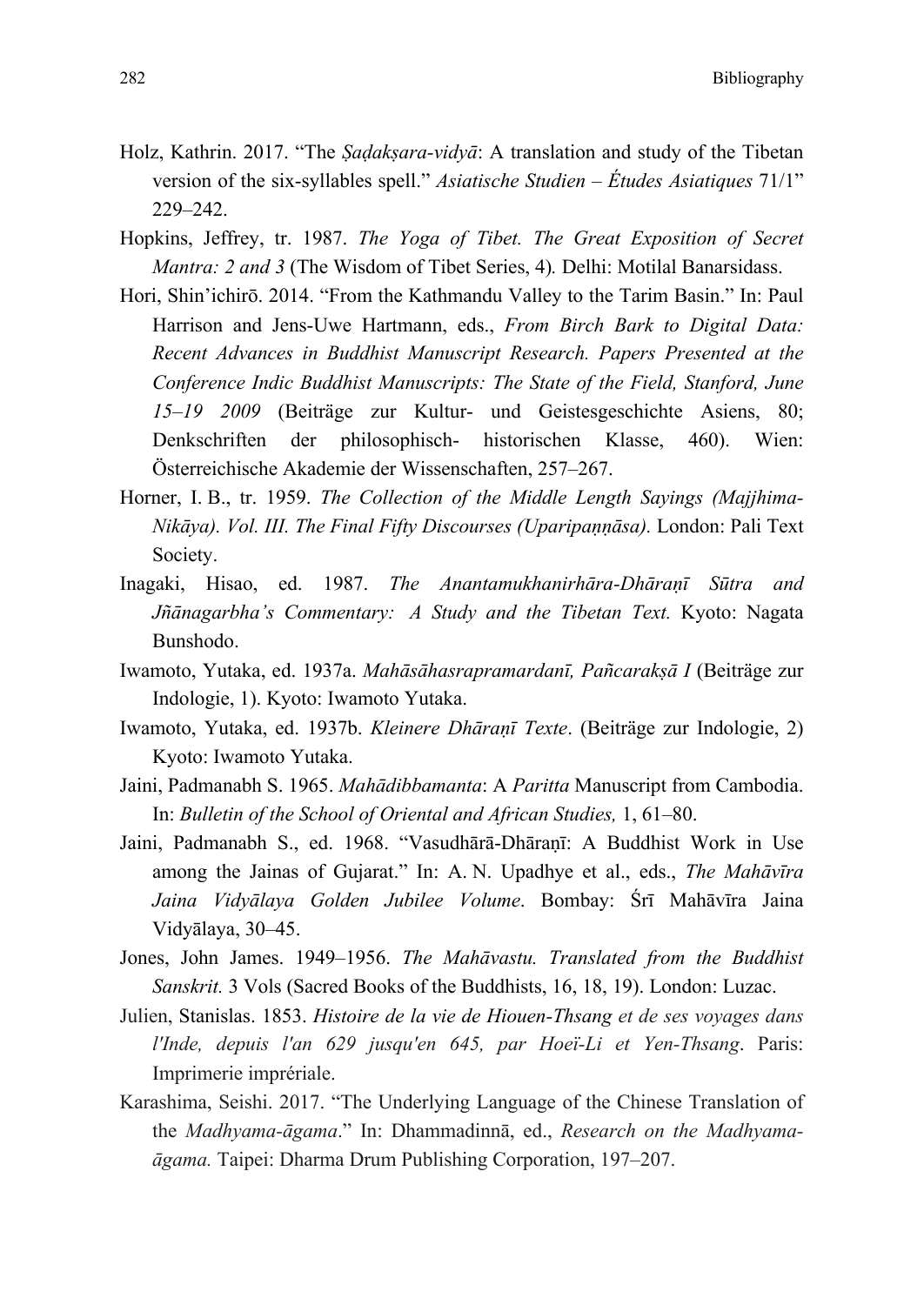Holz, Kathrin. 2017. “The *Ṣaḍakṣara-vidyā*: A translation and study of the Tibetan version of the six-syllables spell.” *Asiatische Studien – Études Asiatiques* 71/1” 229–242.

Hopkins, Jeffrey, tr. 1987. *The Yoga of Tibet. The Great Exposition of Secret Mantra: 2 and 3* (The Wisdom of Tibet Series, 4)*.* Delhi: Motilal Banarsidass.

Hori, Shin’ichirō. 2014. “From the Kathmandu Valley to the Tarim Basin.” In: Paul Harrison and Jens-Uwe Hartmann, eds., *From Birch Bark to Digital Data: Recent Advances in Buddhist Manuscript Research. Papers Presented at the Conference Indic Buddhist Manuscripts: The State of the Field, Stanford, June 15–19 2009* (Beiträge zur Kultur- und Geistesgeschichte Asiens, 80; Denkschriften der philosophisch- historischen Klasse, 460). Wien: Österreichische Akademie der Wissenschaften, 257–267.

Horner, I. B., tr. 1959. *The Collection of the Middle Length Sayings (Majjhima-Nikāya). Vol. III. The Final Fifty Discourses (Uparipaṇṇāsa).* London: Pali Text Society.

Inagaki, Hisao, ed. 1987. *The Anantamukhanirhāra-Dhāraṇī Sūtra and Jñānagarbha’s Commentary: A Study and the Tibetan Text.* Kyoto: Nagata Bunshodo.

Iwamoto, Yutaka, ed. 1937a. *Mahāsāhasrapramardanī, Pañcarakṣā I* (Beiträge zur Indologie, 1). Kyoto: Iwamoto Yutaka.

Iwamoto, Yutaka, ed. 1937b. *Kleinere Dhāraṇī Texte*. (Beiträge zur Indologie, 2) Kyoto: Iwamoto Yutaka.

Jaini, Padmanabh S. 1965. *Mahādibbamanta*: A *Paritta* Manuscript from Cambodia. In: *Bulletin of the School of Oriental and African Studies,* 1, 61–80.

Jaini, Padmanabh S., ed. 1968. “Vasudhārā-Dhāraṇī: A Buddhist Work in Use among the Jainas of Gujarat.” In: A. N. Upadhye et al., eds., *The Mahāvīra Jaina Vidyālaya Golden Jubilee Volume*. Bombay: Śrī Mahāvīra Jaina Vidyālaya, 30–45.

Jones, John James. 1949–1956. *The Mahāvastu. Translated from the Buddhist Sanskrit.* 3 Vols (Sacred Books of the Buddhists, 16, 18, 19). London: Luzac.

Julien, Stanislas. 1853. *Histoire de la vie de Hiouen-Thsang et de ses voyages dans l'Inde, depuis l'an 629 jusqu'en 645, par Hoeï-Li et Yen-Thsang*. Paris: Imprimerie impréiale.

Karashima, Seishi. 2017. “The Underlying Language of the Chinese Translation of the *Madhyama-āgama*.” In: Dhammadinnā, ed., *Research on the Madhyama-āgama.* Taipei: Dharma Drum Publishing Corporation, 197–207.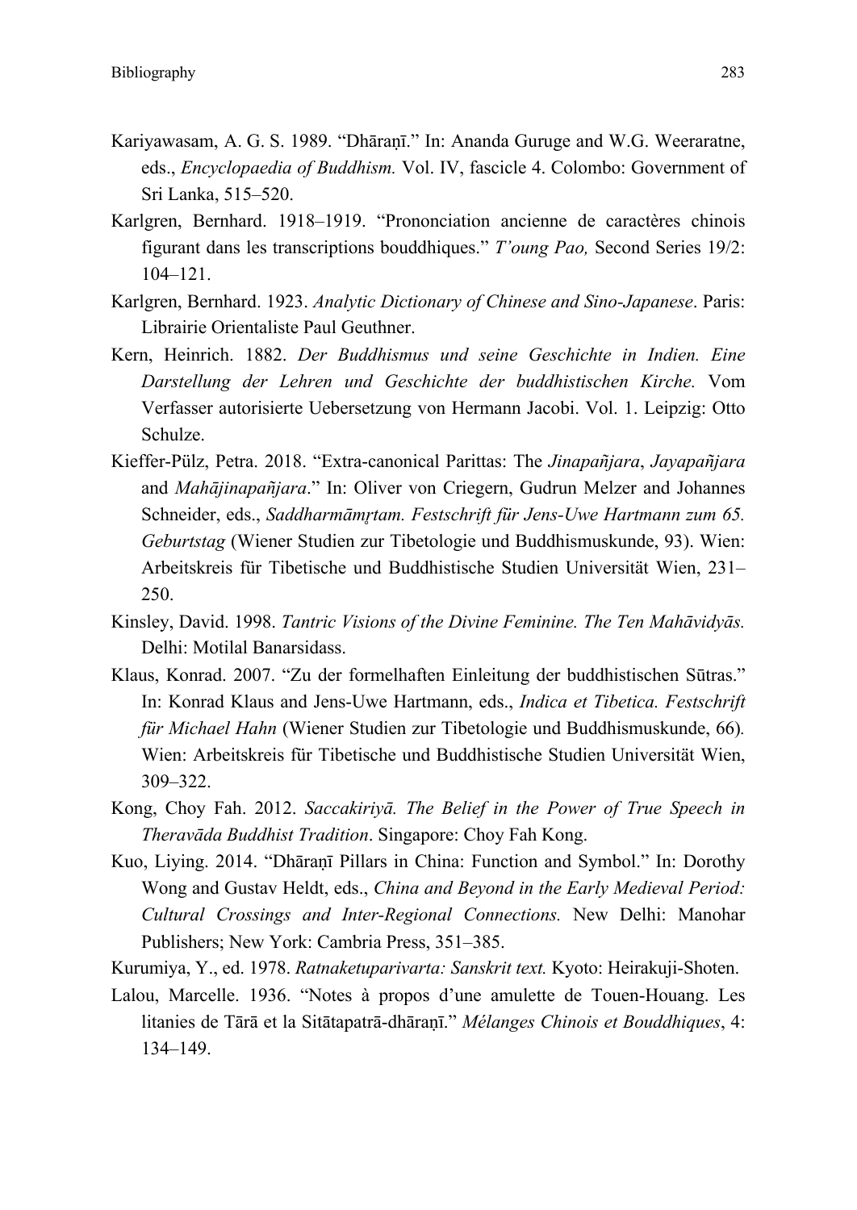Kariyawasam, A. G. S. 1989. "Dhāraṇī." In: Ananda Guruge and W.G. Weeraratne, eds., *Encyclopaedia of Buddhism.* Vol. IV, fascicle 4. Colombo: Government of Sri Lanka, 515–520.

Karlgren, Bernhard. 1918–1919. "Prononciation ancienne de caractères chinois figurant dans les transcriptions bouddhiques." *T'oung Pao,* Second Series 19/2: 104–121.

Karlgren, Bernhard. 1923. *Analytic Dictionary of Chinese and Sino-Japanese*. Paris: Librairie Orientaliste Paul Geuthner.

Kern, Heinrich. 1882. *Der Buddhismus und seine Geschichte in Indien. Eine Darstellung der Lehren und Geschichte der buddhistischen Kirche.* Vom Verfasser autorisierte Uebersetzung von Hermann Jacobi. Vol. 1. Leipzig: Otto Schulze.

Kieffer-Pülz, Petra. 2018. "Extra-canonical Parittas: The *Jinapañjara*, *Jayapañjara* and *Mahājinapañjara*." In: Oliver von Criegern, Gudrun Melzer and Johannes Schneider, eds., *Saddharmāmṛtam. Festschrift für Jens-Uwe Hartmann zum 65. Geburtstag* (Wiener Studien zur Tibetologie und Buddhismuskunde, 93). Wien: Arbeitskreis für Tibetische und Buddhistische Studien Universität Wien, 231–250.

Kinsley, David. 1998. *Tantric Visions of the Divine Feminine. The Ten Mahāvidyās.* Delhi: Motilal Banarsidass.

Klaus, Konrad. 2007. "Zu der formelhaften Einleitung der buddhistischen Sūtras." In: Konrad Klaus and Jens-Uwe Hartmann, eds., *Indica et Tibetica. Festschrift für Michael Hahn* (Wiener Studien zur Tibetologie und Buddhismuskunde, 66)*.* Wien: Arbeitskreis für Tibetische und Buddhistische Studien Universität Wien, 309–322.

Kong, Choy Fah. 2012. *Saccakiriyā. The Belief in the Power of True Speech in Theravāda Buddhist Tradition*. Singapore: Choy Fah Kong.

Kuo, Liying. 2014. "Dhāraṇī Pillars in China: Function and Symbol." In: Dorothy Wong and Gustav Heldt, eds., *China and Beyond in the Early Medieval Period: Cultural Crossings and Inter-Regional Connections.* New Delhi: Manohar Publishers; New York: Cambria Press, 351–385.

Kurumiya, Y., ed. 1978. *Ratnaketuparivarta: Sanskrit text.* Kyoto: Heirakuji-Shoten.

Lalou, Marcelle. 1936. "Notes à propos d'une amulette de Touen-Houang. Les litanies de Tārā et la Sitātapatrā-dhāraṇī." *Mélanges Chinois et Bouddhiques*, 4: 134–149.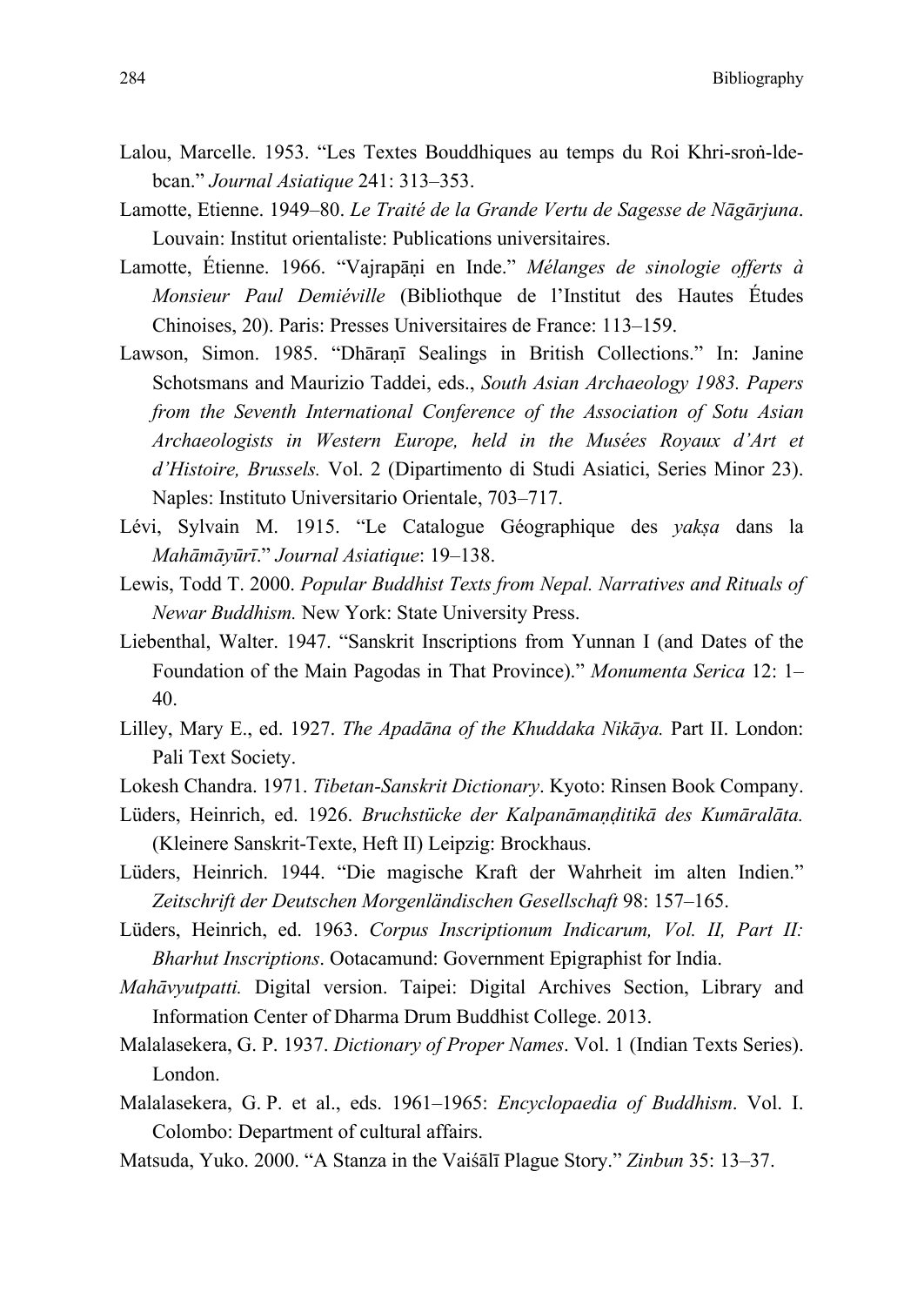Lalou, Marcelle. 1953. “Les Textes Bouddhiques au temps du Roi Khri-sroṅ-lde-bcan.” *Journal Asiatique* 241: 313–353.

Lamotte, Etienne. 1949–80. *Le Traité de la Grande Vertu de Sagesse de Nāgārjuna*. Louvain: Institut orientaliste: Publications universitaires.

Lamotte, Étienne. 1966. “Vajrapāṇi en Inde.” *Mélanges de sinologie offerts à Monsieur Paul Demiéville* (Bibliothque de l’Institut des Hautes Études Chinoises, 20). Paris: Presses Universitaires de France: 113–159.

Lawson, Simon. 1985. “Dhāraṇī Sealings in British Collections.” In: Janine Schotsmans and Maurizio Taddei, eds., *South Asian Archaeology 1983. Papers from the Seventh International Conference of the Association of Sotu Asian Archaeologists in Western Europe, held in the Musées Royaux d’Art et d’Histoire, Brussels.* Vol. 2 (Dipartimento di Studi Asiatici, Series Minor 23). Naples: Instituto Universitario Orientale, 703–717.

Lévi, Sylvain M. 1915. “Le Catalogue Géographique des *yakṣa* dans la *Mahāmāyūrī*.” *Journal Asiatique*: 19–138.

Lewis, Todd T. 2000. *Popular Buddhist Texts from Nepal. Narratives and Rituals of Newar Buddhism.* New York: State University Press.

Liebenthal, Walter. 1947. “Sanskrit Inscriptions from Yunnan I (and Dates of the Foundation of the Main Pagodas in That Province).” *Monumenta Serica* 12: 1–40.

Lilley, Mary E., ed. 1927. *The Apadāna of the Khuddaka Nikāya.* Part II. London: Pali Text Society.

Lokesh Chandra. 1971. *Tibetan-Sanskrit Dictionary*. Kyoto: Rinsen Book Company.

Lüders, Heinrich, ed. 1926. *Bruchstücke der Kalpanāmaṇḍitikā des Kumāralāta.* (Kleinere Sanskrit-Texte, Heft II) Leipzig: Brockhaus.

Lüders, Heinrich. 1944. “Die magische Kraft der Wahrheit im alten Indien.” *Zeitschrift der Deutschen Morgenländischen Gesellschaft* 98: 157–165.

Lüders, Heinrich, ed. 1963. *Corpus Inscriptionum Indicarum, Vol. II, Part II: Bharhut Inscriptions*. Ootacamund: Government Epigraphist for India.

*Mahāvyutpatti.* Digital version. Taipei: Digital Archives Section, Library and Information Center of Dharma Drum Buddhist College. 2013.

Malalasekera, G. P. 1937. *Dictionary of Proper Names*. Vol. 1 (Indian Texts Series). London.

Malalasekera, G. P. et al., eds. 1961–1965: *Encyclopaedia of Buddhism*. Vol. I. Colombo: Department of cultural affairs.

Matsuda, Yuko. 2000. “A Stanza in the Vaiśālī Plague Story.” *Zinbun* 35: 13–37.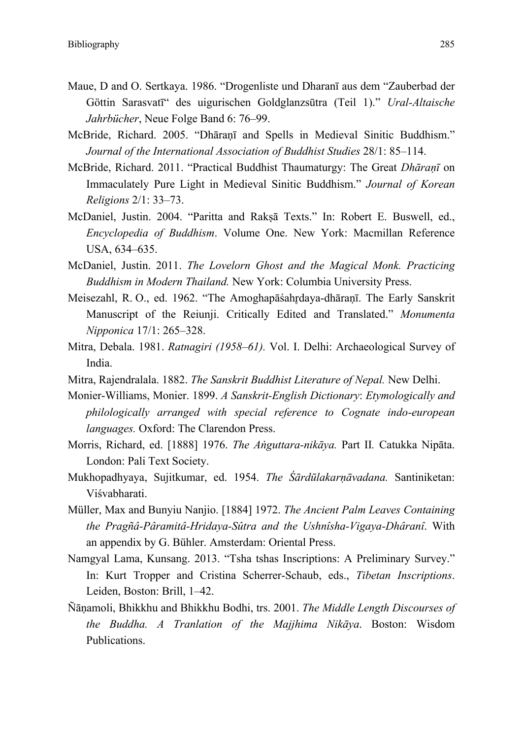Maue, D and O. Sertkaya. 1986. "Drogenliste und Dharanī aus dem "Zauberbad der Göttin Sarasvatī" des uigurischen Goldglanzsūtra (Teil 1)." *Ural-Altaische Jahrbücher*, Neue Folge Band 6: 76–99.

McBride, Richard. 2005. "Dhāraṇī and Spells in Medieval Sinitic Buddhism." *Journal of the International Association of Buddhist Studies* 28/1: 85–114.

McBride, Richard. 2011. "Practical Buddhist Thaumaturgy: The Great *Dhāraṇī* on Immaculately Pure Light in Medieval Sinitic Buddhism." *Journal of Korean Religions* 2/1: 33–73.

McDaniel, Justin. 2004. "Paritta and Rakṣā Texts." In: Robert E. Buswell, ed., *Encyclopedia of Buddhism*. Volume One. New York: Macmillan Reference USA, 634–635.

McDaniel, Justin. 2011. *The Lovelorn Ghost and the Magical Monk. Practicing Buddhism in Modern Thailand.* New York: Columbia University Press.

Meisezahl, R. O., ed. 1962. "The Amoghapāśahṛdaya-dhāraṇī. The Early Sanskrit Manuscript of the Reiunji. Critically Edited and Translated." *Monumenta Nipponica* 17/1: 265–328.

Mitra, Debala. 1981. *Ratnagiri (1958–61).* Vol. I. Delhi: Archaeological Survey of India.

Mitra, Rajendralala. 1882. *The Sanskrit Buddhist Literature of Nepal.* New Delhi.

Monier-Williams, Monier. 1899. *A Sanskrit-English Dictionary*: *Etymologically and philologically arranged with special reference to Cognate indo-european languages.* Oxford: The Clarendon Press.

Morris, Richard, ed. [1888] 1976. *The Aṅguttara-nikāya.* Part II. Catukka Nipāta. London: Pali Text Society.

Mukhopadhyaya, Sujitkumar, ed. 1954. *The Śārdūlakarṇāvadana.* Santiniketan: Viśvabharati.

Müller, Max and Bunyiu Nanjio. [1884] 1972. *The Ancient Palm Leaves Containing the Pragñâ-Pâramitâ-Hridaya-Sûtra and the Ushnîsha-Vigaya-Dhâranî*. With an appendix by G. Bühler. Amsterdam: Oriental Press.

Namgyal Lama, Kunsang. 2013. "Tsha tshas Inscriptions: A Preliminary Survey." In: Kurt Tropper and Cristina Scherrer-Schaub, eds., *Tibetan Inscriptions*. Leiden, Boston: Brill, 1–42.

Ñāṇamoli, Bhikkhu and Bhikkhu Bodhi, trs. 2001. *The Middle Length Discourses of the Buddha. A Tranlation of the Majjhima Nikāya*. Boston: Wisdom Publications.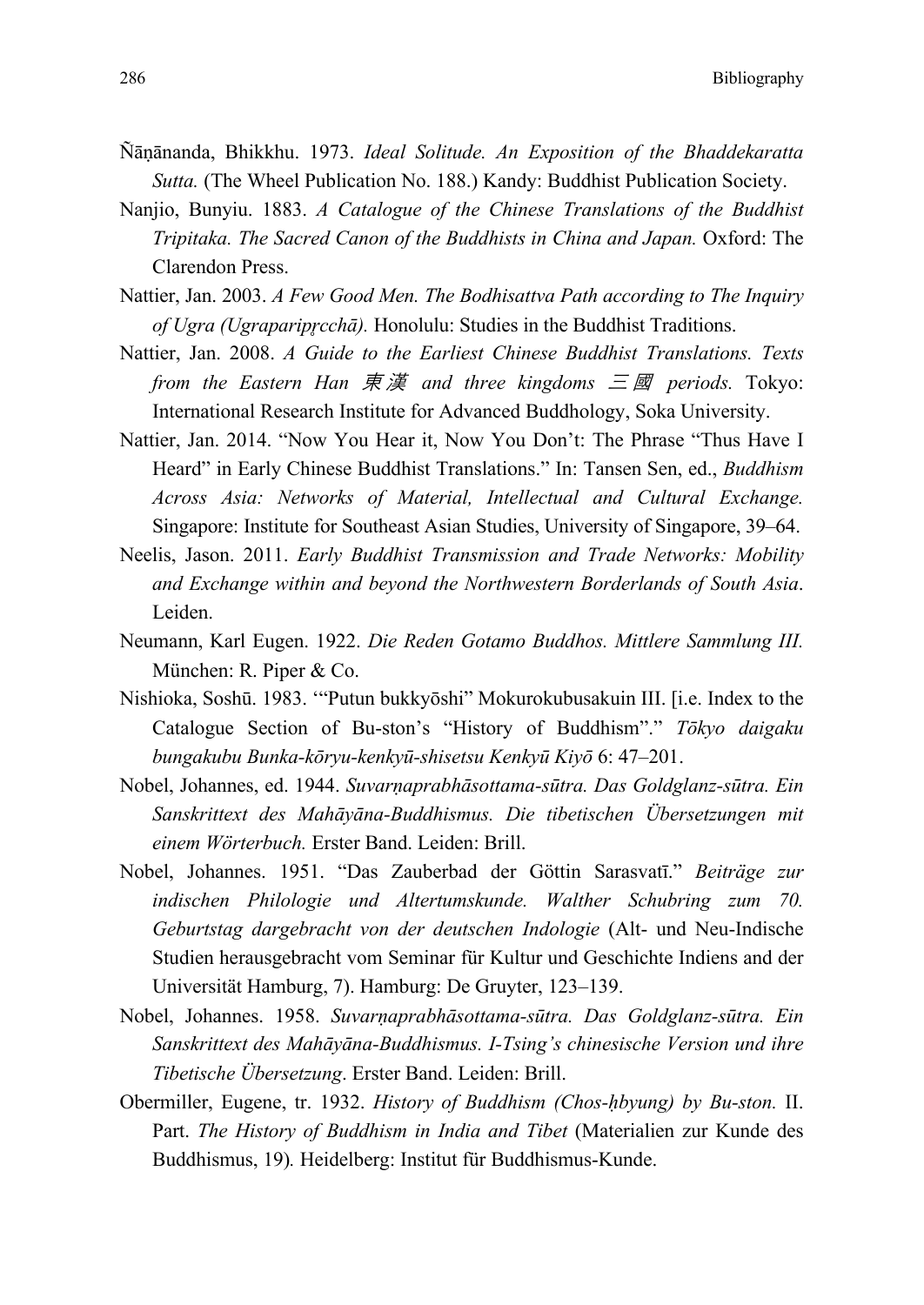Ñāṇānanda, Bhikkhu. 1973. *Ideal Solitude. An Exposition of the Bhaddekaratta Sutta.* (The Wheel Publication No. 188.) Kandy: Buddhist Publication Society.

Nanjio, Bunyiu. 1883. *A Catalogue of the Chinese Translations of the Buddhist Tripitaka. The Sacred Canon of the Buddhists in China and Japan.* Oxford: The Clarendon Press.

Nattier, Jan. 2003. *A Few Good Men. The Bodhisattva Path according to The Inquiry of Ugra (Ugraparipṛcchā).* Honolulu: Studies in the Buddhist Traditions.

Nattier, Jan. 2008. *A Guide to the Earliest Chinese Buddhist Translations. Texts from the Eastern Han 東漢 and three kingdoms 三國 periods.* Tokyo: International Research Institute for Advanced Buddhology, Soka University.

Nattier, Jan. 2014. "Now You Hear it, Now You Don't: The Phrase "Thus Have I Heard" in Early Chinese Buddhist Translations." In: Tansen Sen, ed., *Buddhism Across Asia: Networks of Material, Intellectual and Cultural Exchange.* Singapore: Institute for Southeast Asian Studies, University of Singapore, 39–64.

Neelis, Jason. 2011. *Early Buddhist Transmission and Trade Networks: Mobility and Exchange within and beyond the Northwestern Borderlands of South Asia*. Leiden.

Neumann, Karl Eugen. 1922. *Die Reden Gotamo Buddhos. Mittlere Sammlung III.* München: R. Piper & Co.

Nishioka, Soshū. 1983. '"Putun bukkyōshi" Mokurokubusakuin III. [i.e. Index to the Catalogue Section of Bu-ston's "History of Buddhism"." *Tōkyo daigaku bungakubu Bunka-kōryu-kenkyū-shisetsu Kenkyū Kiyō* 6: 47–201.

Nobel, Johannes, ed. 1944. *Suvarṇaprabhāsottama-sūtra. Das Goldglanz-sūtra. Ein Sanskrittext des Mahāyāna-Buddhismus. Die tibetischen Übersetzungen mit einem Wörterbuch.* Erster Band. Leiden: Brill.

Nobel, Johannes. 1951. "Das Zauberbad der Göttin Sarasvatī." *Beiträge zur indischen Philologie und Altertumskunde. Walther Schubring zum 70. Geburtstag dargebracht von der deutschen Indologie* (Alt- und Neu-Indische Studien herausgebracht vom Seminar für Kultur und Geschichte Indiens and der Universität Hamburg, 7). Hamburg: De Gruyter, 123–139.

Nobel, Johannes. 1958. *Suvarṇaprabhāsottama-sūtra. Das Goldglanz-sūtra. Ein Sanskrittext des Mahāyāna-Buddhismus. I-Tsing's chinesische Version und ihre Tibetische Übersetzung*. Erster Band. Leiden: Brill.

Obermiller, Eugene, tr. 1932. *History of Buddhism (Chos-ḥbyung) by Bu-ston.* II. Part. *The History of Buddhism in India and Tibet* (Materialien zur Kunde des Buddhismus, 19)*.* Heidelberg: Institut für Buddhismus-Kunde.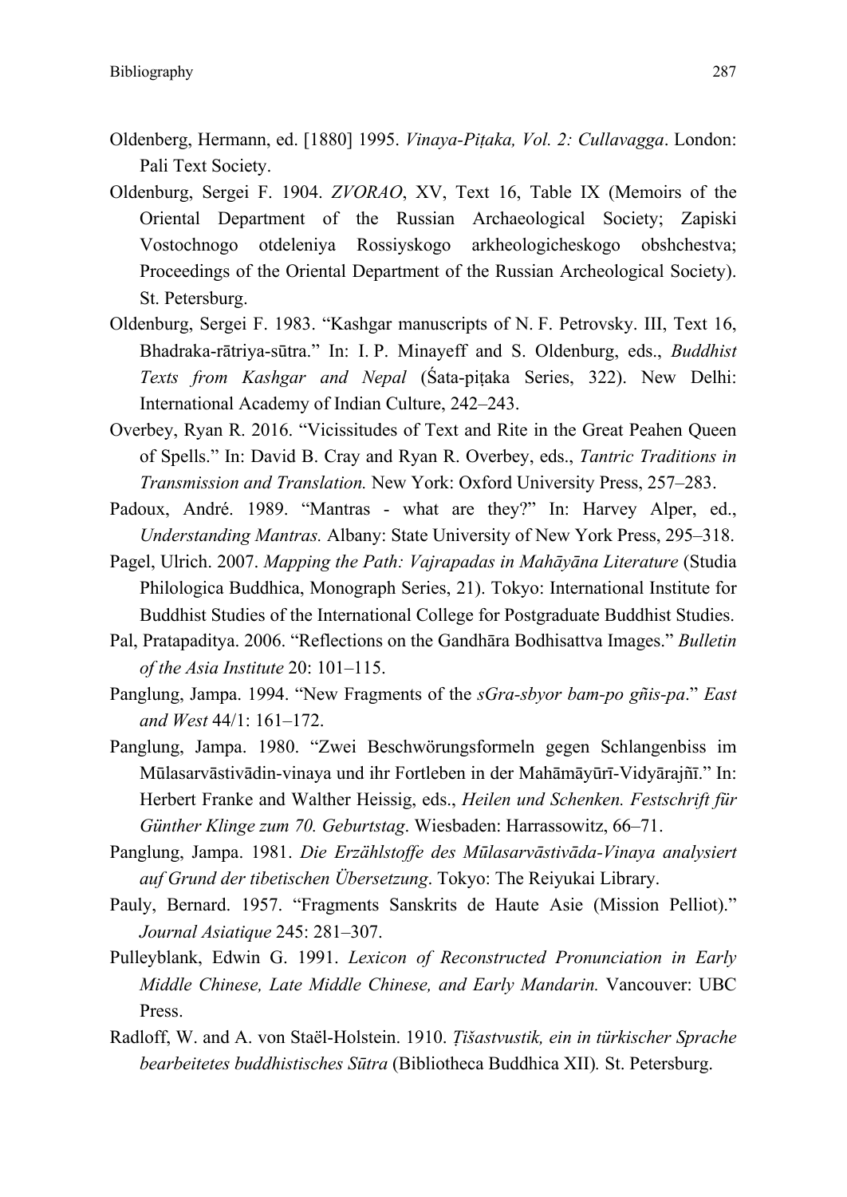Oldenberg, Hermann, ed. [1880] 1995. *Vinaya-Piṭaka, Vol. 2: Cullavagga*. London: Pali Text Society.

Oldenburg, Sergei F. 1904. *ZVORAO*, XV, Text 16, Table IX (Memoirs of the Oriental Department of the Russian Archaeological Society; Zapiski Vostochnogo otdeleniya Rossiyskogo arkheologicheskogo obshchestva; Proceedings of the Oriental Department of the Russian Archeological Society). St. Petersburg.

Oldenburg, Sergei F. 1983. "Kashgar manuscripts of N. F. Petrovsky. III, Text 16, Bhadraka-rātriya-sūtra." In: I. P. Minayeff and S. Oldenburg, eds., *Buddhist Texts from Kashgar and Nepal* (Śata-piṭaka Series, 322). New Delhi: International Academy of Indian Culture, 242–243.

Overbey, Ryan R. 2016. "Vicissitudes of Text and Rite in the Great Peahen Queen of Spells." In: David B. Cray and Ryan R. Overbey, eds., *Tantric Traditions in Transmission and Translation.* New York: Oxford University Press, 257–283.

Padoux, André. 1989. "Mantras - what are they?" In: Harvey Alper, ed., *Understanding Mantras.* Albany: State University of New York Press, 295–318.

Pagel, Ulrich. 2007. *Mapping the Path: Vajrapadas in Mahāyāna Literature* (Studia Philologica Buddhica, Monograph Series, 21). Tokyo: International Institute for Buddhist Studies of the International College for Postgraduate Buddhist Studies.

Pal, Pratapaditya. 2006. "Reflections on the Gandhāra Bodhisattva Images." *Bulletin of the Asia Institute* 20: 101–115.

Panglung, Jampa. 1994. "New Fragments of the *sGra-sbyor bam-po gñis-pa*." *East and West* 44/1: 161–172.

Panglung, Jampa. 1980. "Zwei Beschwörungsformeln gegen Schlangenbiss im Mūlasarvāstivādin-vinaya und ihr Fortleben in der Mahāmāyūrī-Vidyārajñī." In: Herbert Franke and Walther Heissig, eds., *Heilen und Schenken. Festschrift für Günther Klinge zum 70. Geburtstag*. Wiesbaden: Harrassowitz, 66–71.

Panglung, Jampa. 1981. *Die Erzählstoffe des Mūlasarvāstivāda-Vinaya analysiert auf Grund der tibetischen Übersetzung*. Tokyo: The Reiyukai Library.

Pauly, Bernard. 1957. "Fragments Sanskrits de Haute Asie (Mission Pelliot)." *Journal Asiatique* 245: 281–307.

Pulleyblank, Edwin G. 1991. *Lexicon of Reconstructed Pronunciation in Early Middle Chinese, Late Middle Chinese, and Early Mandarin.* Vancouver: UBC Press.

Radloff, W. and A. von Staël-Holstein. 1910. *Ṭišastvustik, ein in türkischer Sprache bearbeitetes buddhistisches Sūtra* (Bibliotheca Buddhica XII)*.* St. Petersburg.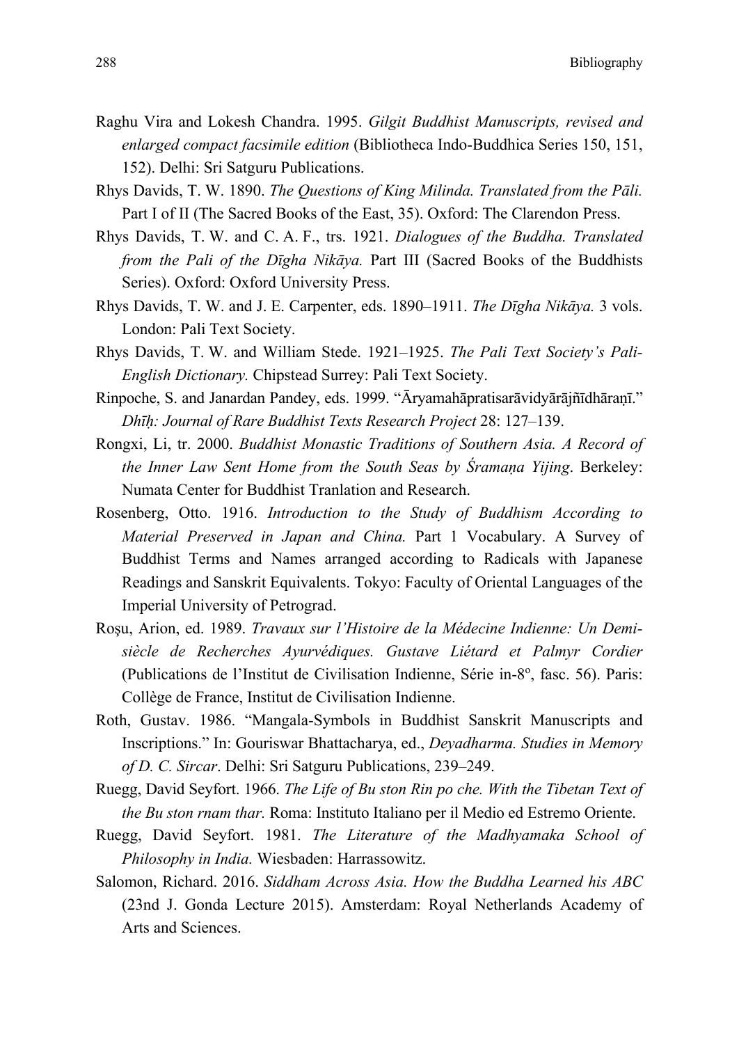Raghu Vira and Lokesh Chandra. 1995. *Gilgit Buddhist Manuscripts, revised and enlarged compact facsimile edition* (Bibliotheca Indo-Buddhica Series 150, 151, 152). Delhi: Sri Satguru Publications.

Rhys Davids, T. W. 1890. *The Questions of King Milinda. Translated from the Pāli.* Part I of II (The Sacred Books of the East, 35). Oxford: The Clarendon Press.

Rhys Davids, T. W. and C. A. F., trs. 1921. *Dialogues of the Buddha. Translated from the Pali of the Dīgha Nikāya.* Part III (Sacred Books of the Buddhists Series). Oxford: Oxford University Press.

Rhys Davids, T. W. and J. E. Carpenter, eds. 1890–1911. *The Dīgha Nikāya.* 3 vols. London: Pali Text Society.

Rhys Davids, T. W. and William Stede. 1921–1925. *The Pali Text Society's Pali-English Dictionary.* Chipstead Surrey: Pali Text Society.

Rinpoche, S. and Janardan Pandey, eds. 1999. "Āryamahāpratisarāvidyārājñīdhāraṇī." *Dhīḥ: Journal of Rare Buddhist Texts Research Project* 28: 127–139.

Rongxi, Li, tr. 2000. *Buddhist Monastic Traditions of Southern Asia. A Record of the Inner Law Sent Home from the South Seas by Śramaṇa Yijing*. Berkeley: Numata Center for Buddhist Tranlation and Research.

Rosenberg, Otto. 1916. *Introduction to the Study of Buddhism According to Material Preserved in Japan and China.* Part 1 Vocabulary. A Survey of Buddhist Terms and Names arranged according to Radicals with Japanese Readings and Sanskrit Equivalents. Tokyo: Faculty of Oriental Languages of the Imperial University of Petrograd.

Roşu, Arion, ed. 1989. *Travaux sur l'Histoire de la Médecine Indienne: Un Demi-siècle de Recherches Ayurvédiques. Gustave Liétard et Palmyr Cordier* (Publications de l'Institut de Civilisation Indienne, Série in-8º, fasc. 56). Paris: Collège de France, Institut de Civilisation Indienne.

Roth, Gustav. 1986. "Mangala-Symbols in Buddhist Sanskrit Manuscripts and Inscriptions." In: Gouriswar Bhattacharya, ed., *Deyadharma. Studies in Memory of D. C. Sircar*. Delhi: Sri Satguru Publications, 239–249.

Ruegg, David Seyfort. 1966. *The Life of Bu ston Rin po che. With the Tibetan Text of the Bu ston rnam thar.* Roma: Instituto Italiano per il Medio ed Estremo Oriente.

Ruegg, David Seyfort. 1981. *The Literature of the Madhyamaka School of Philosophy in India.* Wiesbaden: Harrassowitz.

Salomon, Richard. 2016. *Siddham Across Asia. How the Buddha Learned his ABC* (23nd J. Gonda Lecture 2015). Amsterdam: Royal Netherlands Academy of Arts and Sciences.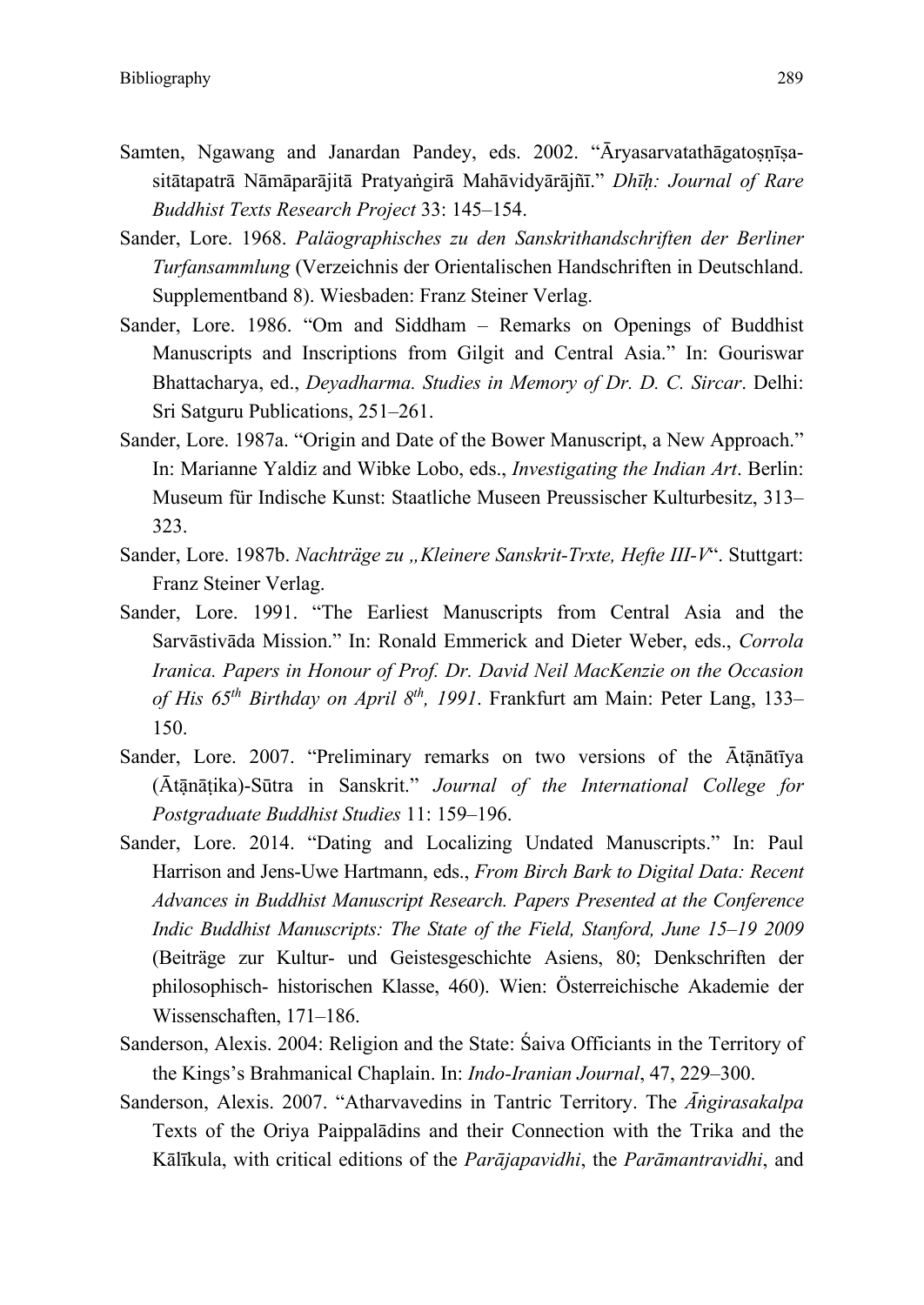Samten, Ngawang and Janardan Pandey, eds. 2002. “Āryasarvatathāgatoṣṇīṣa-sitātapatrā Nāmāparājitā Pratyaṅgirā Mahāvidyārājñī.” *Dhīḥ: Journal of Rare Buddhist Texts Research Project* 33: 145–154.

Sander, Lore. 1968. *Paläographisches zu den Sanskrithandschriften der Berliner Turfansammlung* (Verzeichnis der Orientalischen Handschriften in Deutschland. Supplementband 8). Wiesbaden: Franz Steiner Verlag.

Sander, Lore. 1986. “Om and Siddham – Remarks on Openings of Buddhist Manuscripts and Inscriptions from Gilgit and Central Asia.” In: Gouriswar Bhattacharya, ed., *Deyadharma. Studies in Memory of Dr. D. C. Sircar*. Delhi: Sri Satguru Publications, 251–261.

Sander, Lore. 1987a. “Origin and Date of the Bower Manuscript, a New Approach.” In: Marianne Yaldiz and Wibke Lobo, eds., *Investigating the Indian Art*. Berlin: Museum für Indische Kunst: Staatliche Museen Preussischer Kulturbesitz, 313–323.

Sander, Lore. 1987b. *Nachträge zu „Kleinere Sanskrit-Trxte, Hefte III-V*“. Stuttgart: Franz Steiner Verlag.

Sander, Lore. 1991. “The Earliest Manuscripts from Central Asia and the Sarvāstivāda Mission.” In: Ronald Emmerick and Dieter Weber, eds., *Corrola Iranica. Papers in Honour of Prof. Dr. David Neil MacKenzie on the Occasion of His 65th Birthday on April 8th, 1991*. Frankfurt am Main: Peter Lang, 133–150.

Sander, Lore. 2007. “Preliminary remarks on two versions of the Āṭānātīya (Āṭānāṭika)-Sūtra in Sanskrit.” *Journal of the International College for Postgraduate Buddhist Studies* 11: 159–196.

Sander, Lore. 2014. “Dating and Localizing Undated Manuscripts.” In: Paul Harrison and Jens-Uwe Hartmann, eds., *From Birch Bark to Digital Data: Recent Advances in Buddhist Manuscript Research. Papers Presented at the Conference Indic Buddhist Manuscripts: The State of the Field, Stanford, June 15–19 2009* (Beiträge zur Kultur- und Geistesgeschichte Asiens, 80; Denkschriften der philosophisch- historischen Klasse, 460). Wien: Österreichische Akademie der Wissenschaften, 171–186.

Sanderson, Alexis. 2004: Religion and the State: Śaiva Officiants in the Territory of the Kings’s Brahmanical Chaplain. In: *Indo-Iranian Journal*, 47, 229–300.

Sanderson, Alexis. 2007. “Atharvavedins in Tantric Territory. The *Āṅgirasakalpa* Texts of the Oriya Paippalādins and their Connection with the Trika and the Kālīkula, with critical editions of the *Parājapavidhi*, the *Parāmantravidhi*, and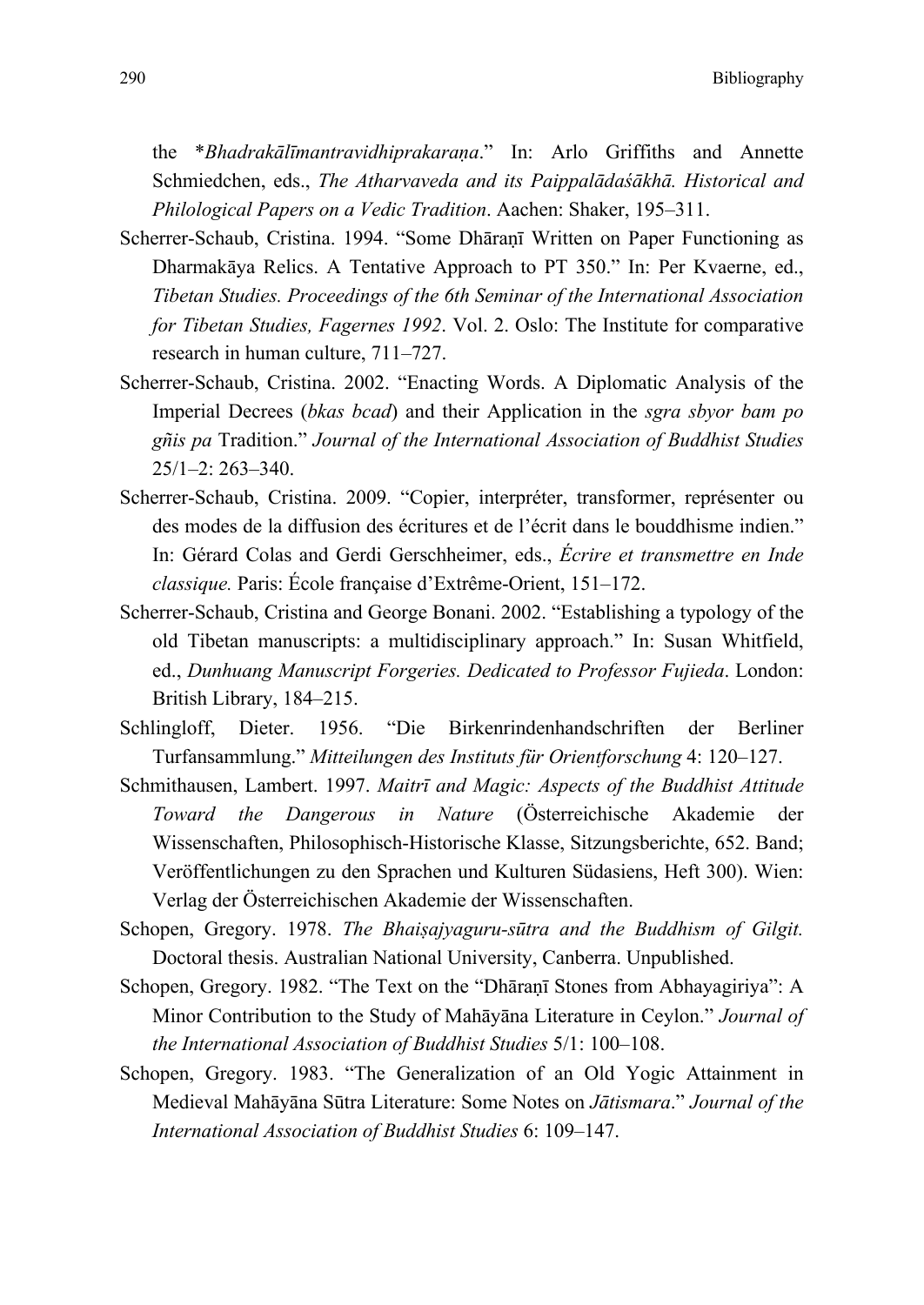the *\*Bhadrakālīmantravidhiprakaraṇa*." In: Arlo Griffiths and Annette Schmiedchen, eds., *The Atharvaveda and its Paippalādaśākhā. Historical and Philological Papers on a Vedic Tradition*. Aachen: Shaker, 195–311.

Scherrer-Schaub, Cristina. 1994. "Some Dhāraṇī Written on Paper Functioning as Dharmakāya Relics. A Tentative Approach to PT 350." In: Per Kvaerne, ed., *Tibetan Studies. Proceedings of the 6th Seminar of the International Association for Tibetan Studies, Fagernes 1992*. Vol. 2. Oslo: The Institute for comparative research in human culture, 711–727.

Scherrer-Schaub, Cristina. 2002. "Enacting Words. A Diplomatic Analysis of the Imperial Decrees (*bkas bcad*) and their Application in the *sgra sbyor bam po gñis pa* Tradition." *Journal of the International Association of Buddhist Studies* 25/1–2: 263–340.

Scherrer-Schaub, Cristina. 2009. "Copier, interpréter, transformer, représenter ou des modes de la diffusion des écritures et de l'écrit dans le bouddhisme indien." In: Gérard Colas and Gerdi Gerschheimer, eds., *Écrire et transmettre en Inde classique.* Paris: École française d'Extrême-Orient, 151–172.

Scherrer-Schaub, Cristina and George Bonani. 2002. "Establishing a typology of the old Tibetan manuscripts: a multidisciplinary approach." In: Susan Whitfield, ed., *Dunhuang Manuscript Forgeries. Dedicated to Professor Fujieda*. London: British Library, 184–215.

Schlingloff, Dieter. 1956. "Die Birkenrindenhandschriften der Berliner Turfansammlung." *Mitteilungen des Instituts für Orientforschung* 4: 120–127.

Schmithausen, Lambert. 1997. *Maitrī and Magic: Aspects of the Buddhist Attitude Toward the Dangerous in Nature* (Österreichische Akademie der Wissenschaften, Philosophisch-Historische Klasse, Sitzungsberichte, 652. Band; Veröffentlichungen zu den Sprachen und Kulturen Südasiens, Heft 300). Wien: Verlag der Österreichischen Akademie der Wissenschaften.

Schopen, Gregory. 1978. *The Bhaiṣajyaguru-sūtra and the Buddhism of Gilgit.* Doctoral thesis. Australian National University, Canberra. Unpublished.

Schopen, Gregory. 1982. "The Text on the "Dhāraṇī Stones from Abhayagiriya": A Minor Contribution to the Study of Mahāyāna Literature in Ceylon." *Journal of the International Association of Buddhist Studies* 5/1: 100–108.

Schopen, Gregory. 1983. "The Generalization of an Old Yogic Attainment in Medieval Mahāyāna Sūtra Literature: Some Notes on *Jātismara*." *Journal of the International Association of Buddhist Studies* 6: 109–147.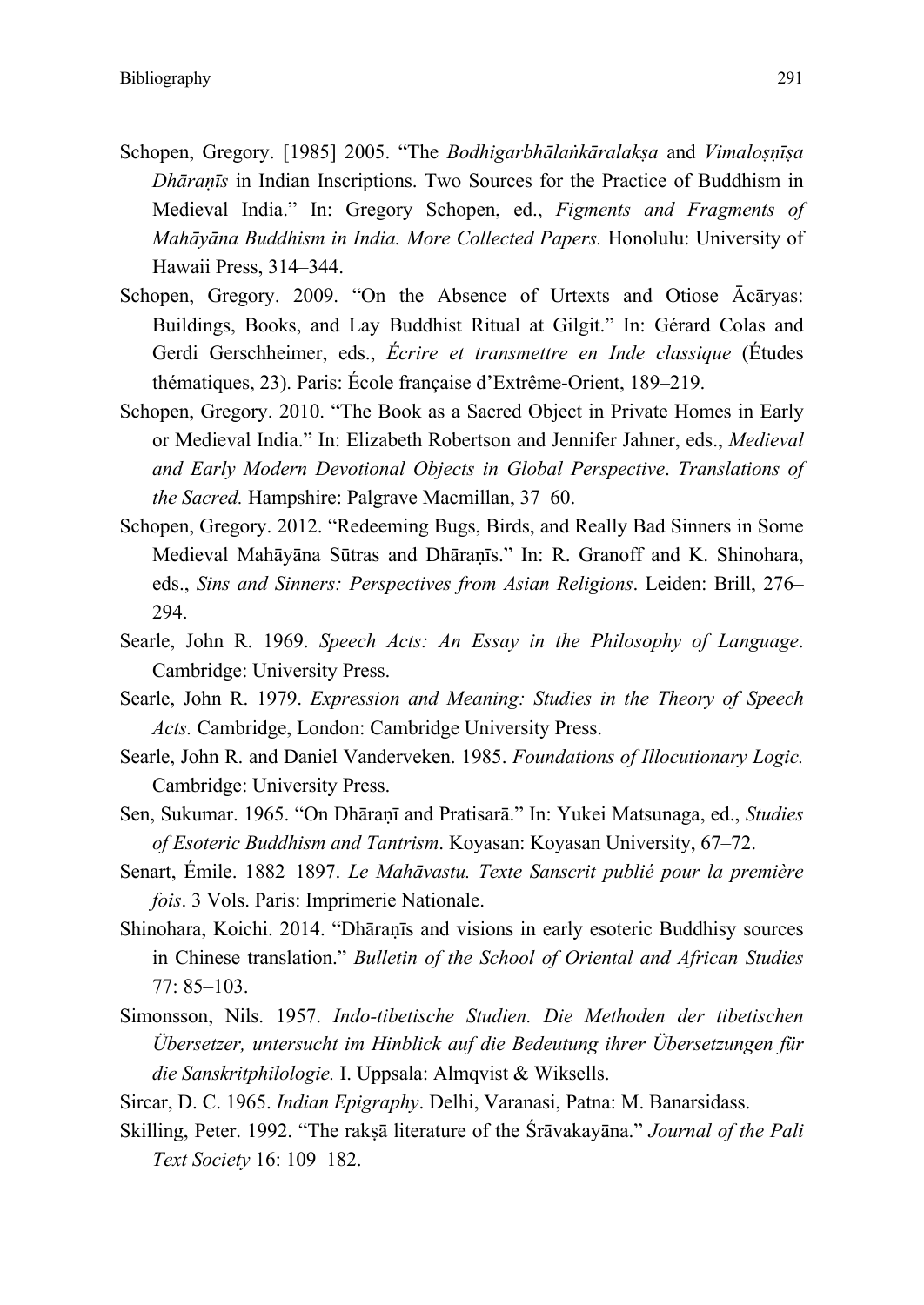Schopen, Gregory. [1985] 2005. "The *Bodhigarbhālaṅkāralakṣa* and *Vimaloṣṇīṣa Dhāraṇīs* in Indian Inscriptions. Two Sources for the Practice of Buddhism in Medieval India." In: Gregory Schopen, ed., *Figments and Fragments of Mahāyāna Buddhism in India. More Collected Papers.* Honolulu: University of Hawaii Press, 314–344.

Schopen, Gregory. 2009. "On the Absence of Urtexts and Otiose Ācāryas: Buildings, Books, and Lay Buddhist Ritual at Gilgit." In: Gérard Colas and Gerdi Gerschheimer, eds., *Écrire et transmettre en Inde classique* (Études thématiques, 23). Paris: École française d'Extrême-Orient, 189–219.

Schopen, Gregory. 2010. "The Book as a Sacred Object in Private Homes in Early or Medieval India." In: Elizabeth Robertson and Jennifer Jahner, eds., *Medieval and Early Modern Devotional Objects in Global Perspective*. *Translations of the Sacred.* Hampshire: Palgrave Macmillan, 37–60.

Schopen, Gregory. 2012. "Redeeming Bugs, Birds, and Really Bad Sinners in Some Medieval Mahāyāna Sūtras and Dhāraṇīs." In: R. Granoff and K. Shinohara, eds., *Sins and Sinners: Perspectives from Asian Religions*. Leiden: Brill, 276–294.

Searle, John R. 1969. *Speech Acts: An Essay in the Philosophy of Language*. Cambridge: University Press.

Searle, John R. 1979. *Expression and Meaning: Studies in the Theory of Speech Acts.* Cambridge, London: Cambridge University Press.

Searle, John R. and Daniel Vanderveken. 1985. *Foundations of Illocutionary Logic.* Cambridge: University Press.

Sen, Sukumar. 1965. "On Dhāraṇī and Pratisarā." In: Yukei Matsunaga, ed., *Studies of Esoteric Buddhism and Tantrism*. Koyasan: Koyasan University, 67–72.

Senart, Émile. 1882–1897. *Le Mahāvastu. Texte Sanscrit publié pour la première fois*. 3 Vols. Paris: Imprimerie Nationale.

Shinohara, Koichi. 2014. "Dhāraṇīs and visions in early esoteric Buddhisy sources in Chinese translation." *Bulletin of the School of Oriental and African Studies* 77: 85–103.

Simonsson, Nils. 1957. *Indo-tibetische Studien. Die Methoden der tibetischen Übersetzer, untersucht im Hinblick auf die Bedeutung ihrer Übersetzungen für die Sanskritphilologie.* I. Uppsala: Almqvist & Wiksells.

Sircar, D. C. 1965. *Indian Epigraphy*. Delhi, Varanasi, Patna: M. Banarsidass.

Skilling, Peter. 1992. "The rakṣā literature of the Śrāvakayāna." *Journal of the Pali Text Society* 16: 109–182.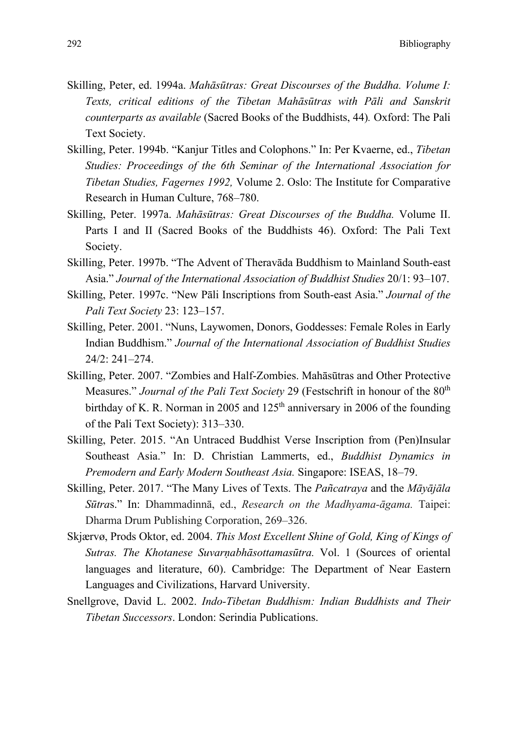Skilling, Peter, ed. 1994a. *Mahāsūtras: Great Discourses of the Buddha. Volume I: Texts, critical editions of the Tibetan Mahāsūtras with Pāli and Sanskrit counterparts as available* (Sacred Books of the Buddhists, 44)*.* Oxford: The Pali Text Society.

Skilling, Peter. 1994b. "Kanjur Titles and Colophons." In: Per Kvaerne, ed., *Tibetan Studies: Proceedings of the 6th Seminar of the International Association for Tibetan Studies, Fagernes 1992,* Volume 2. Oslo: The Institute for Comparative Research in Human Culture, 768–780.

Skilling, Peter. 1997a. *Mahāsūtras: Great Discourses of the Buddha.* Volume II. Parts I and II (Sacred Books of the Buddhists 46). Oxford: The Pali Text Society.

Skilling, Peter. 1997b. "The Advent of Theravāda Buddhism to Mainland South-east Asia." *Journal of the International Association of Buddhist Studies* 20/1: 93–107.

Skilling, Peter. 1997c. "New Pāli Inscriptions from South-east Asia." *Journal of the Pali Text Society* 23: 123–157.

Skilling, Peter. 2001. "Nuns, Laywomen, Donors, Goddesses: Female Roles in Early Indian Buddhism." *Journal of the International Association of Buddhist Studies* 24/2: 241–274.

Skilling, Peter. 2007. "Zombies and Half-Zombies. Mahāsūtras and Other Protective Measures." *Journal of the Pali Text Society* 29 (Festschrift in honour of the 80th birthday of K. R. Norman in 2005 and 125th anniversary in 2006 of the founding of the Pali Text Society): 313–330.

Skilling, Peter. 2015. "An Untraced Buddhist Verse Inscription from (Pen)Insular Southeast Asia." In: D. Christian Lammerts, ed., *Buddhist Dynamics in Premodern and Early Modern Southeast Asia.* Singapore: ISEAS, 18–79.

Skilling, Peter. 2017. "The Many Lives of Texts. The *Pañcatraya* and the *Māyājāla Sūtra*s." In: Dhammadinnā, ed., *Research on the Madhyama-āgama.* Taipei: Dharma Drum Publishing Corporation, 269–326.

Skjærvø, Prods Oktor, ed. 2004. *This Most Excellent Shine of Gold, King of Kings of Sutras. The Khotanese Suvarṇabhāsottamasūtra.* Vol. 1 (Sources of oriental languages and literature, 60). Cambridge: The Department of Near Eastern Languages and Civilizations, Harvard University.

Snellgrove, David L. 2002. *Indo-Tibetan Buddhism: Indian Buddhists and Their Tibetan Successors*. London: Serindia Publications.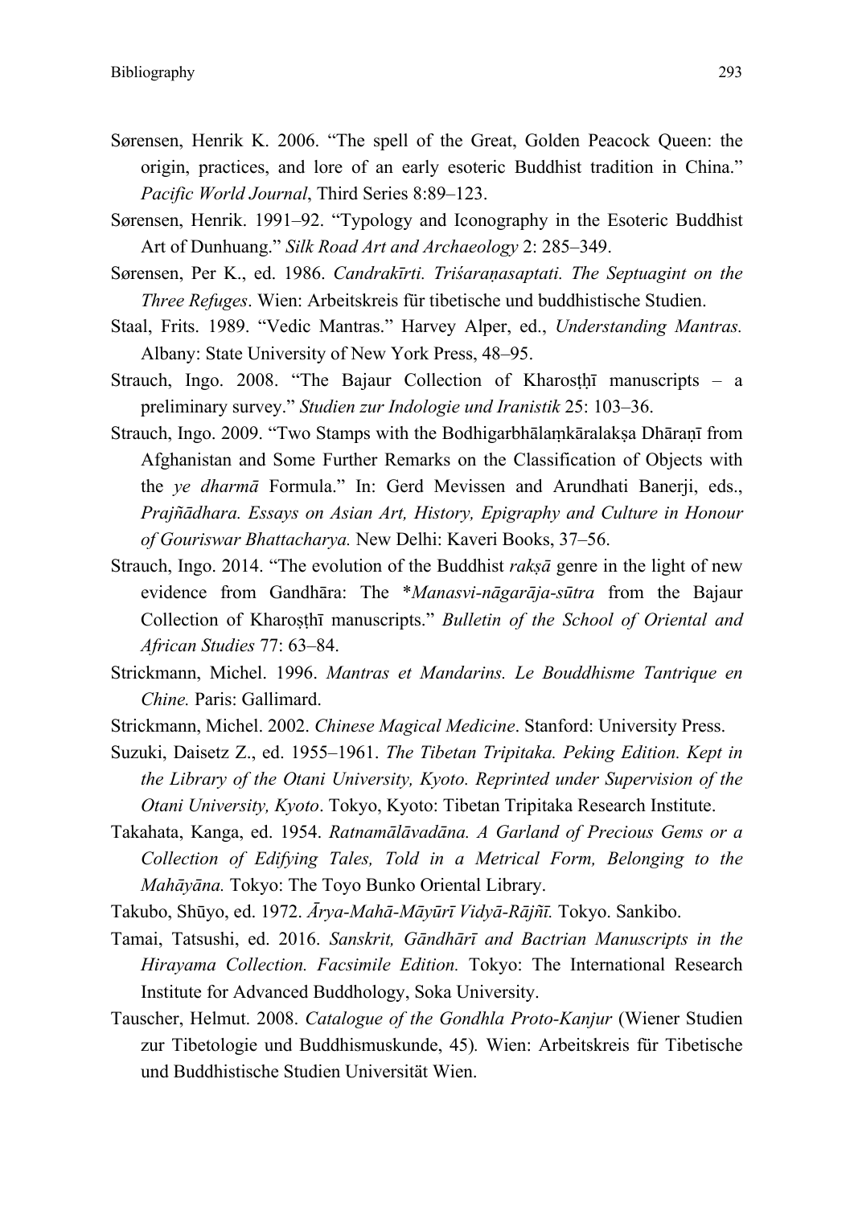Sørensen, Henrik K. 2006. "The spell of the Great, Golden Peacock Queen: the origin, practices, and lore of an early esoteric Buddhist tradition in China." *Pacific World Journal*, Third Series 8:89–123.

Sørensen, Henrik. 1991–92. "Typology and Iconography in the Esoteric Buddhist Art of Dunhuang." *Silk Road Art and Archaeology* 2: 285–349.

Sørensen, Per K., ed. 1986. *Candrakīrti. Triśaraṇasaptati. The Septuagint on the Three Refuges*. Wien: Arbeitskreis für tibetische und buddhistische Studien.

Staal, Frits. 1989. "Vedic Mantras." Harvey Alper, ed., *Understanding Mantras.* Albany: State University of New York Press, 48–95.

Strauch, Ingo. 2008. "The Bajaur Collection of Kharoṣṭhī manuscripts – a preliminary survey." *Studien zur Indologie und Iranistik* 25: 103–36.

Strauch, Ingo. 2009. "Two Stamps with the Bodhigarbhālaṃkāralakṣa Dhāraṇī from Afghanistan and Some Further Remarks on the Classification of Objects with the *ye dharmā* Formula." In: Gerd Mevissen and Arundhati Banerji, eds., *Prajñādhara. Essays on Asian Art, History, Epigraphy and Culture in Honour of Gouriswar Bhattacharya.* New Delhi: Kaveri Books, 37–56.

Strauch, Ingo. 2014. "The evolution of the Buddhist *rakṣā* genre in the light of new evidence from Gandhāra: The *\*Manasvi-nāgarāja-sūtra* from the Bajaur Collection of Kharoṣṭhī manuscripts." *Bulletin of the School of Oriental and African Studies* 77: 63–84.

Strickmann, Michel. 1996. *Mantras et Mandarins. Le Bouddhisme Tantrique en Chine.* Paris: Gallimard.

Strickmann, Michel. 2002. *Chinese Magical Medicine*. Stanford: University Press.

Suzuki, Daisetz Z., ed. 1955–1961. *The Tibetan Tripitaka. Peking Edition. Kept in the Library of the Otani University, Kyoto. Reprinted under Supervision of the Otani University, Kyoto*. Tokyo, Kyoto: Tibetan Tripitaka Research Institute.

Takahata, Kanga, ed. 1954. *Ratnamālāvadāna. A Garland of Precious Gems or a Collection of Edifying Tales, Told in a Metrical Form, Belonging to the Mahāyāna.* Tokyo: The Toyo Bunko Oriental Library.

Takubo, Shūyo, ed. 1972. *Ārya-Mahā-Māyūrī Vidyā-Rājñī.* Tokyo. Sankibo.

Tamai, Tatsushi, ed. 2016. *Sanskrit, Gāndhārī and Bactrian Manuscripts in the Hirayama Collection. Facsimile Edition.* Tokyo: The International Research Institute for Advanced Buddhology, Soka University.

Tauscher, Helmut. 2008. *Catalogue of the Gondhla Proto-Kanjur* (Wiener Studien zur Tibetologie und Buddhismuskunde, 45). Wien: Arbeitskreis für Tibetische und Buddhistische Studien Universität Wien.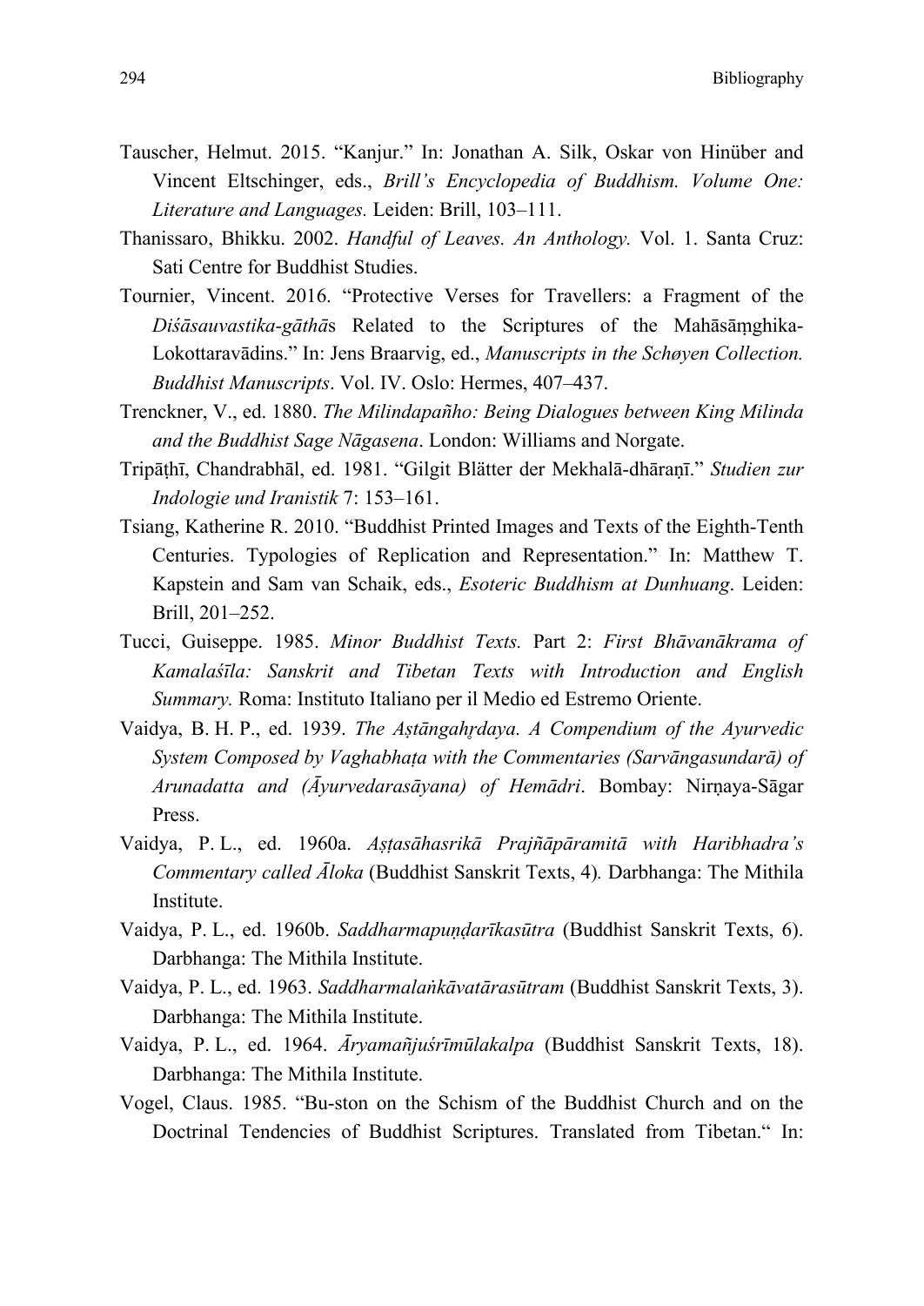Tauscher, Helmut. 2015. "Kanjur." In: Jonathan A. Silk, Oskar von Hinüber and Vincent Eltschinger, eds., *Brill's Encyclopedia of Buddhism. Volume One: Literature and Languages.* Leiden: Brill, 103–111.

Thanissaro, Bhikku. 2002. *Handful of Leaves. An Anthology.* Vol. 1. Santa Cruz: Sati Centre for Buddhist Studies.

Tournier, Vincent. 2016. "Protective Verses for Travellers: a Fragment of the *Diśāsauvastika-gāthā*s Related to the Scriptures of the Mahāsāṃghika-Lokottaravādins." In: Jens Braarvig, ed., *Manuscripts in the Schøyen Collection. Buddhist Manuscripts*. Vol. IV. Oslo: Hermes, 407–437.

Trenckner, V., ed. 1880. *The Milindapañho: Being Dialogues between King Milinda and the Buddhist Sage Nāgasena*. London: Williams and Norgate.

Tripāṭhī, Chandrabhāl, ed. 1981. "Gilgit Blätter der Mekhalā-dhāraṇī." *Studien zur Indologie und Iranistik* 7: 153–161.

Tsiang, Katherine R. 2010. "Buddhist Printed Images and Texts of the Eighth-Tenth Centuries. Typologies of Replication and Representation." In: Matthew T. Kapstein and Sam van Schaik, eds., *Esoteric Buddhism at Dunhuang*. Leiden: Brill, 201–252.

Tucci, Guiseppe. 1985. *Minor Buddhist Texts.* Part 2: *First Bhāvanākrama of Kamalaśīla: Sanskrit and Tibetan Texts with Introduction and English Summary.* Roma: Instituto Italiano per il Medio ed Estremo Oriente.

Vaidya, B. H. P., ed. 1939. *The Aṣṭāngahṛdaya. A Compendium of the Ayurvedic System Composed by Vaghabhaṭa with the Commentaries (Sarvāngasundarā) of Arunadatta and (Āyurvedarasāyana) of Hemādri*. Bombay: Nirṇaya-Sāgar Press.

Vaidya, P. L., ed. 1960a. *Aṣṭasāhasrikā Prajñāpāramitā with Haribhadra's Commentary called Āloka* (Buddhist Sanskrit Texts, 4)*.* Darbhanga: The Mithila Institute.

Vaidya, P. L., ed. 1960b. *Saddharmapuṇḍarīkasūtra* (Buddhist Sanskrit Texts, 6). Darbhanga: The Mithila Institute.

Vaidya, P. L., ed. 1963. *Saddharmalaṅkāvatārasūtram* (Buddhist Sanskrit Texts, 3). Darbhanga: The Mithila Institute.

Vaidya, P. L., ed. 1964. *Āryamañjuśrīmūlakalpa* (Buddhist Sanskrit Texts, 18). Darbhanga: The Mithila Institute.

Vogel, Claus. 1985. "Bu-ston on the Schism of the Buddhist Church and on the Doctrinal Tendencies of Buddhist Scriptures. Translated from Tibetan." In: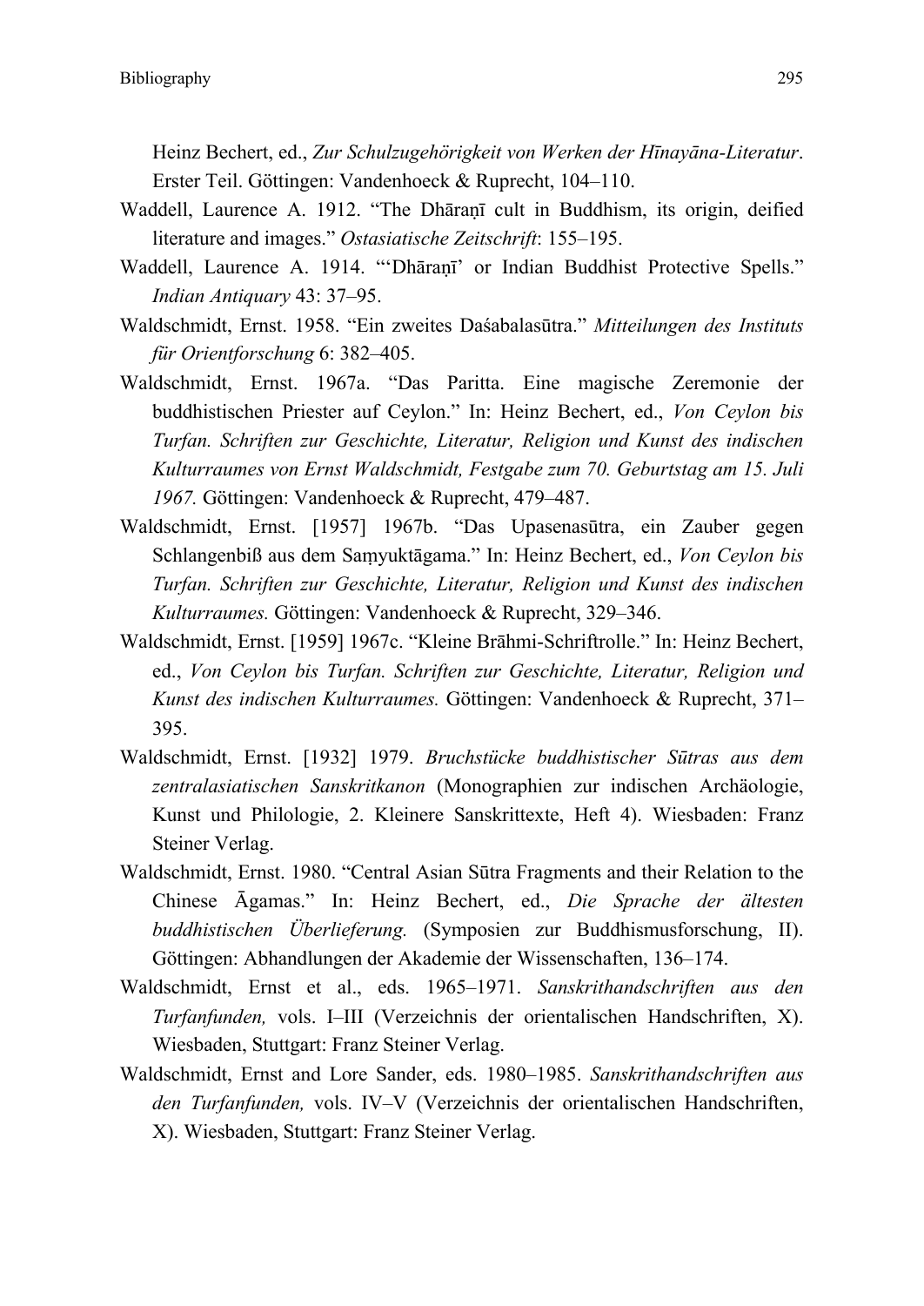Heinz Bechert, ed., *Zur Schulzugehörigkeit von Werken der Hīnayāna-Literatur*. Erster Teil. Göttingen: Vandenhoeck & Ruprecht, 104–110.

Waddell, Laurence A. 1912. "The Dhāraṇī cult in Buddhism, its origin, deified literature and images." *Ostasiatische Zeitschrift*: 155–195.

Waddell, Laurence A. 1914. "'Dhāraṇī' or Indian Buddhist Protective Spells." *Indian Antiquary* 43: 37–95.

Waldschmidt, Ernst. 1958. "Ein zweites Daśabalasūtra." *Mitteilungen des Instituts für Orientforschung* 6: 382–405.

Waldschmidt, Ernst. 1967a. "Das Paritta. Eine magische Zeremonie der buddhistischen Priester auf Ceylon." In: Heinz Bechert, ed., *Von Ceylon bis Turfan. Schriften zur Geschichte, Literatur, Religion und Kunst des indischen Kulturraumes von Ernst Waldschmidt, Festgabe zum 70. Geburtstag am 15. Juli 1967.* Göttingen: Vandenhoeck & Ruprecht, 479–487.

Waldschmidt, Ernst. [1957] 1967b. "Das Upasenasūtra, ein Zauber gegen Schlangenbiß aus dem Saṃyuktāgama." In: Heinz Bechert, ed., *Von Ceylon bis Turfan. Schriften zur Geschichte, Literatur, Religion und Kunst des indischen Kulturraumes.* Göttingen: Vandenhoeck & Ruprecht, 329–346.

Waldschmidt, Ernst. [1959] 1967c. "Kleine Brāhmi-Schriftrolle." In: Heinz Bechert, ed., *Von Ceylon bis Turfan. Schriften zur Geschichte, Literatur, Religion und Kunst des indischen Kulturraumes.* Göttingen: Vandenhoeck & Ruprecht, 371–395.

Waldschmidt, Ernst. [1932] 1979. *Bruchstücke buddhistischer Sūtras aus dem zentralasiatischen Sanskritkanon* (Monographien zur indischen Archäologie, Kunst und Philologie, 2. Kleinere Sanskrittexte, Heft 4). Wiesbaden: Franz Steiner Verlag.

Waldschmidt, Ernst. 1980. "Central Asian Sūtra Fragments and their Relation to the Chinese Āgamas." In: Heinz Bechert, ed., *Die Sprache der ältesten buddhistischen Überlieferung.* (Symposien zur Buddhismusforschung, II). Göttingen: Abhandlungen der Akademie der Wissenschaften, 136–174.

Waldschmidt, Ernst et al., eds. 1965–1971. *Sanskrithandschriften aus den Turfanfunden,* vols. I–III (Verzeichnis der orientalischen Handschriften, X). Wiesbaden, Stuttgart: Franz Steiner Verlag.

Waldschmidt, Ernst and Lore Sander, eds. 1980–1985. *Sanskrithandschriften aus den Turfanfunden,* vols. IV–V (Verzeichnis der orientalischen Handschriften, X). Wiesbaden, Stuttgart: Franz Steiner Verlag.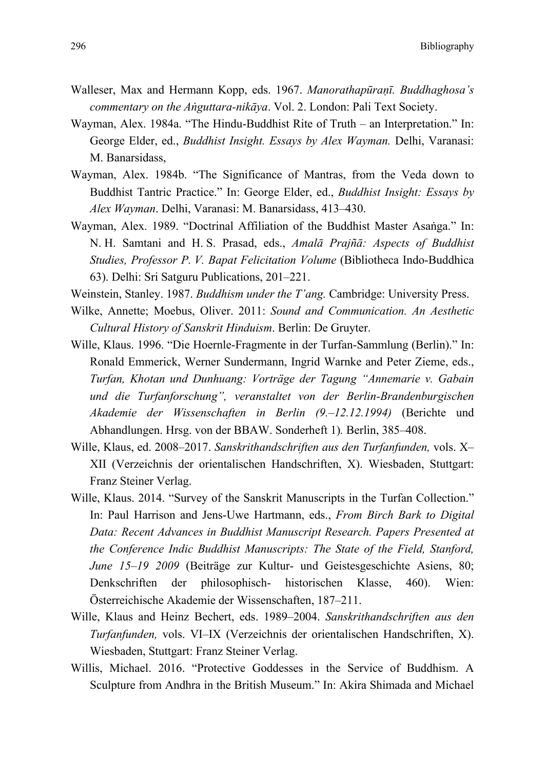Walleser, Max and Hermann Kopp, eds. 1967. *Manorathapūraṇī. Buddhaghosa's commentary on the Aṅguttara-nikāya*. Vol. 2. London: Pali Text Society.

Wayman, Alex. 1984a. "The Hindu-Buddhist Rite of Truth – an Interpretation." In: George Elder, ed., *Buddhist Insight. Essays by Alex Wayman.* Delhi, Varanasi: M. Banarsidass,

Wayman, Alex. 1984b. "The Significance of Mantras, from the Veda down to Buddhist Tantric Practice." In: George Elder, ed., *Buddhist Insight: Essays by Alex Wayman*. Delhi, Varanasi: M. Banarsidass, 413–430.

Wayman, Alex. 1989. "Doctrinal Affiliation of the Buddhist Master Asaṅga." In: N. H. Samtani and H. S. Prasad, eds., *Amalā Prajñā: Aspects of Buddhist Studies, Professor P. V. Bapat Felicitation Volume* (Bibliotheca Indo-Buddhica 63). Delhi: Sri Satguru Publications, 201–221.

Weinstein, Stanley. 1987. *Buddhism under the T'ang.* Cambridge: University Press.

Wilke, Annette; Moebus, Oliver. 2011: *Sound and Communication. An Aesthetic Cultural History of Sanskrit Hinduism*. Berlin: De Gruyter.

Wille, Klaus. 1996. "Die Hoernle-Fragmente in der Turfan-Sammlung (Berlin)." In: Ronald Emmerick, Werner Sundermann, Ingrid Warnke and Peter Zieme, eds., *Turfan, Khotan und Dunhuang: Vorträge der Tagung "Annemarie v. Gabain und die Turfanforschung", veranstaltet von der Berlin-Brandenburgischen Akademie der Wissenschaften in Berlin (9.–12.12.1994)* (Berichte und Abhandlungen. Hrsg. von der BBAW. Sonderheft 1)*.* Berlin, 385–408.

Wille, Klaus, ed. 2008–2017. *Sanskrithandschriften aus den Turfanfunden,* vols. X–XII (Verzeichnis der orientalischen Handschriften, X). Wiesbaden, Stuttgart: Franz Steiner Verlag.

Wille, Klaus. 2014. "Survey of the Sanskrit Manuscripts in the Turfan Collection." In: Paul Harrison and Jens-Uwe Hartmann, eds., *From Birch Bark to Digital Data: Recent Advances in Buddhist Manuscript Research. Papers Presented at the Conference Indic Buddhist Manuscripts: The State of the Field, Stanford, June 15–19 2009* (Beiträge zur Kultur- und Geistesgeschichte Asiens, 80; Denkschriften der philosophisch- historischen Klasse, 460). Wien: Österreichische Akademie der Wissenschaften, 187–211.

Wille, Klaus and Heinz Bechert, eds. 1989–2004. *Sanskrithandschriften aus den Turfanfunden,* vols. VI–IX (Verzeichnis der orientalischen Handschriften, X). Wiesbaden, Stuttgart: Franz Steiner Verlag.

Willis, Michael. 2016. "Protective Goddesses in the Service of Buddhism. A Sculpture from Andhra in the British Museum." In: Akira Shimada and Michael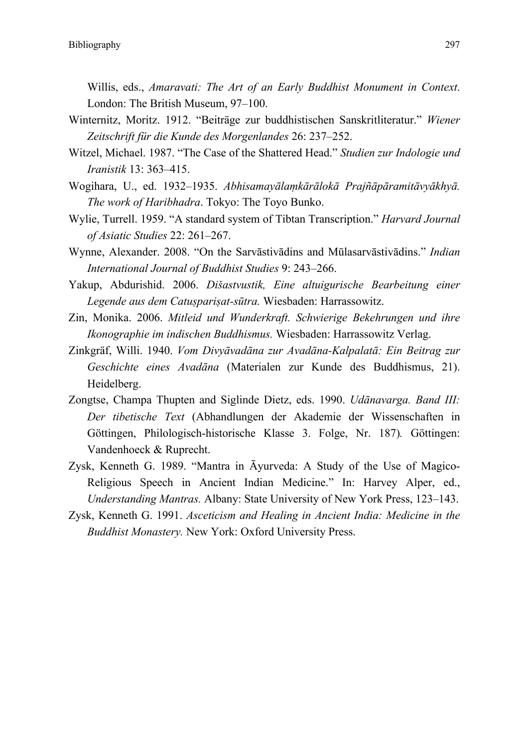Willis, eds., *Amaravati: The Art of an Early Buddhist Monument in Context*. London: The British Museum, 97–100.

Winternitz, Moritz. 1912. "Beiträge zur buddhistischen Sanskritliteratur." *Wiener Zeitschrift für die Kunde des Morgenlandes* 26: 237–252.

Witzel, Michael. 1987. "The Case of the Shattered Head." *Studien zur Indologie und Iranistik* 13: 363–415.

Wogihara, U., ed. 1932–1935. *Abhisamayālaṃkārālokā Prajñāpāramitāvyākhyā. The work of Haribhadra*. Tokyo: The Toyo Bunko.

Wylie, Turrell. 1959. "A standard system of Tibtan Transcription." *Harvard Journal of Asiatic Studies* 22: 261–267.

Wynne, Alexander. 2008. "On the Sarvāstivādins and Mūlasarvāstivādins." *Indian International Journal of Buddhist Studies* 9: 243–266.

Yakup, Abdurishid. 2006. *Dišastvustik, Eine altuigurische Bearbeitung einer Legende aus dem Catuṣpariṣat-sūtra.* Wiesbaden: Harrassowitz.

Zin, Monika. 2006. *Mitleid und Wunderkraft. Schwierige Bekehrungen und ihre Ikonographie im indischen Buddhismus.* Wiesbaden: Harrassowitz Verlag.

Zinkgräf, Willi. 1940. *Vom Divyāvadāna zur Avadāna-Kalpalatā: Ein Beitrag zur Geschichte eines Avadāna* (Materialen zur Kunde des Buddhismus, 21). Heidelberg.

Zongtse, Champa Thupten and Siglinde Dietz, eds. 1990. *Udānavarga. Band III: Der tibetische Text* (Abhandlungen der Akademie der Wissenschaften in Göttingen, Philologisch-historische Klasse 3. Folge, Nr. 187). Göttingen: Vandenhoeck & Ruprecht.

Zysk, Kenneth G. 1989. "Mantra in Āyurveda: A Study of the Use of Magico-Religious Speech in Ancient Indian Medicine." In: Harvey Alper, ed., *Understanding Mantras.* Albany: State University of New York Press, 123–143.

Zysk, Kenneth G. 1991. *Asceticism and Healing in Ancient India: Medicine in the Buddhist Monastery.* New York: Oxford University Press.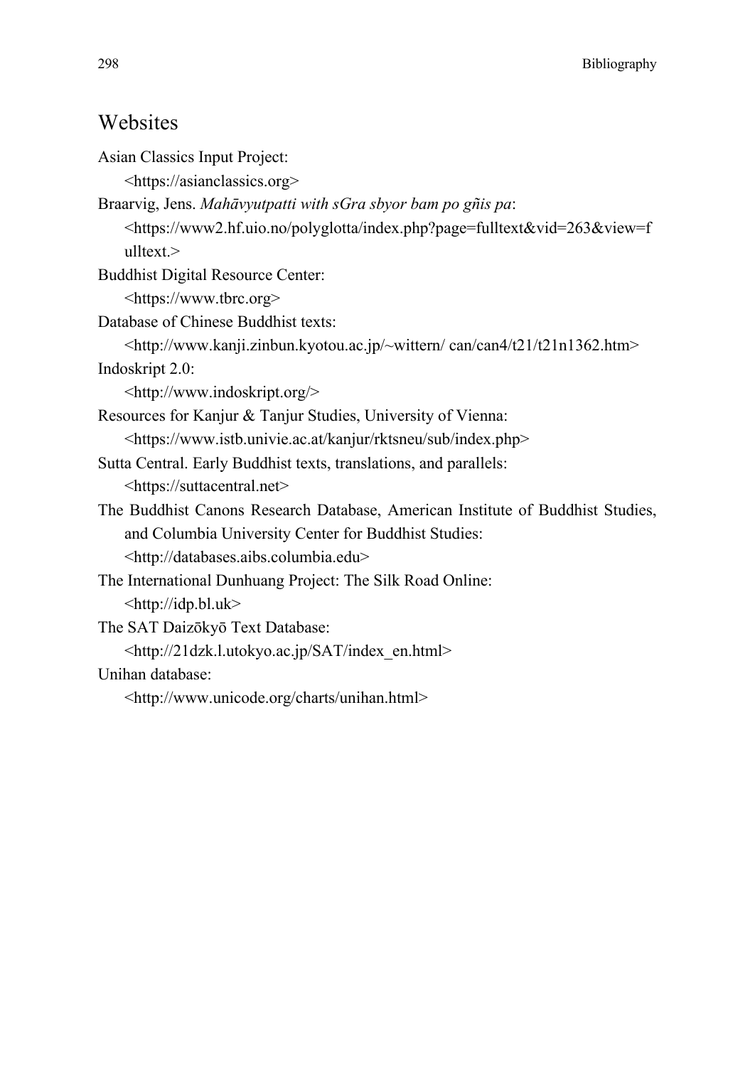## Websites

Asian Classics Input Project:
<https://asianclassics.org>

Braarvig, Jens. *Mahāvyutpatti with sGra sbyor bam po gñis pa*:
<https://www2.hf.uio.no/polyglotta/index.php?page=fulltext&vid=263&view=fulltext.>

Buddhist Digital Resource Center:
<https://www.tbrc.org>

Database of Chinese Buddhist texts:
<http://www.kanji.zinbun.kyotou.ac.jp/~wittern/ can/can4/t21/t21n1362.htm>

Indoskript 2.0:
<http://www.indoskript.org/>

Resources for Kanjur & Tanjur Studies, University of Vienna:
<https://www.istb.univie.ac.at/kanjur/rktsneu/sub/index.php>

Sutta Central. Early Buddhist texts, translations, and parallels:
<https://suttacentral.net>

The Buddhist Canons Research Database, American Institute of Buddhist Studies, and Columbia University Center for Buddhist Studies:
<http://databases.aibs.columbia.edu>

The International Dunhuang Project: The Silk Road Online:
<http://idp.bl.uk>

The SAT Daizōkyō Text Database:
<http://21dzk.l.utokyo.ac.jp/SAT/index_en.html>

Unihan database:
<http://www.unicode.org/charts/unihan.html>